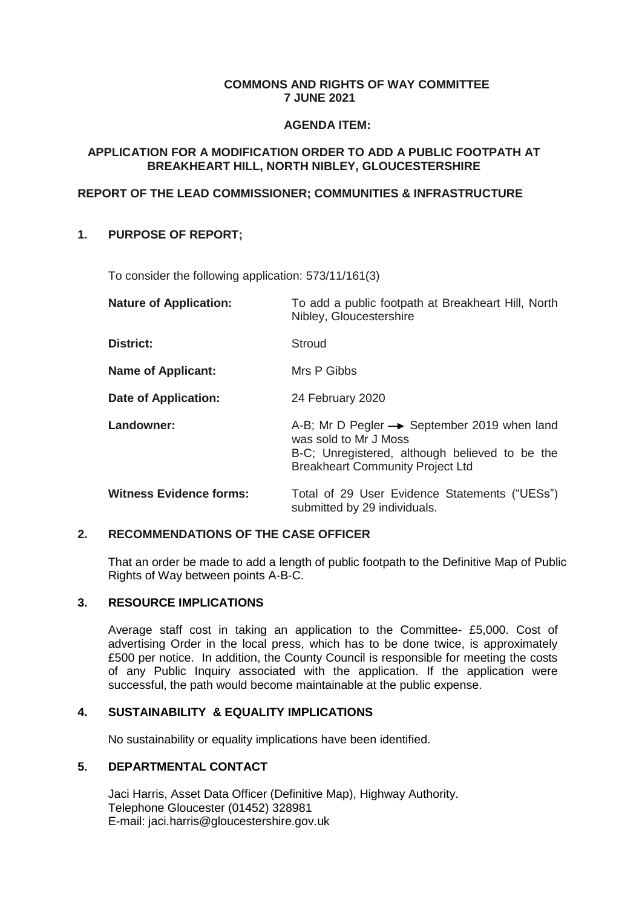**COMMONS AND RIGHTS OF WAY COMMITTEE**
**7 JUNE 2021**

**AGENDA ITEM:**

**APPLICATION FOR A MODIFICATION ORDER TO ADD A PUBLIC FOOTPATH AT BREAKHEART HILL, NORTH NIBLEY, GLOUCESTERSHIRE**

**REPORT OF THE LEAD COMMISSIONER; COMMUNITIES & INFRASTRUCTURE**

## 1. PURPOSE OF REPORT;

To consider the following application: 573/11/161(3)

| | |
|---|---|
| **Nature of Application:** | To add a public footpath at Breakheart Hill, North Nibley, Gloucestershire |
| **District:** | Stroud |
| **Name of Applicant:** | Mrs P Gibbs |
| **Date of Application:** | 24 February 2020 |
| **Landowner:** | A-B; Mr D Pegler → September 2019 when land was sold to Mr J Moss<br>B-C; Unregistered, although believed to be the Breakheart Community Project Ltd |
| **Witness Evidence forms:** | Total of 29 User Evidence Statements ("UESs") submitted by 29 individuals. |

## 2. RECOMMENDATIONS OF THE CASE OFFICER

That an order be made to add a length of public footpath to the Definitive Map of Public Rights of Way between points A-B-C.

## 3. RESOURCE IMPLICATIONS

Average staff cost in taking an application to the Committee- £5,000. Cost of advertising Order in the local press, which has to be done twice, is approximately £500 per notice. In addition, the County Council is responsible for meeting the costs of any Public Inquiry associated with the application. If the application were successful, the path would become maintainable at the public expense.

## 4. SUSTAINABILITY & EQUALITY IMPLICATIONS

No sustainability or equality implications have been identified.

## 5. DEPARTMENTAL CONTACT

Jaci Harris, Asset Data Officer (Definitive Map), Highway Authority.
Telephone Gloucester (01452) 328981
E-mail: jaci.harris@gloucestershire.gov.uk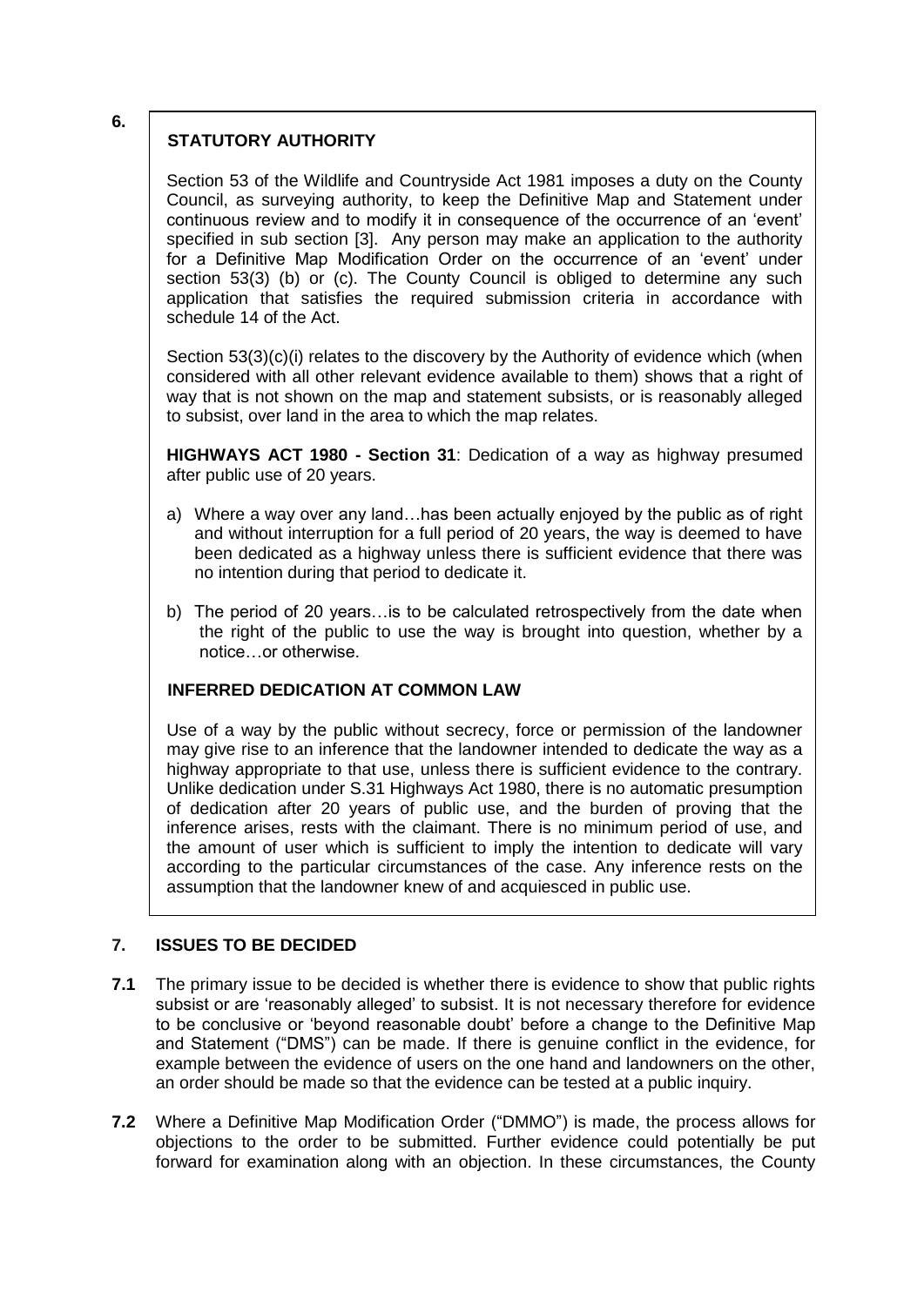**6.**

### STATUTORY AUTHORITY

Section 53 of the Wildlife and Countryside Act 1981 imposes a duty on the County Council, as surveying authority, to keep the Definitive Map and Statement under continuous review and to modify it in consequence of the occurrence of an 'event' specified in sub section [3]. Any person may make an application to the authority for a Definitive Map Modification Order on the occurrence of an 'event' under section 53(3) (b) or (c). The County Council is obliged to determine any such application that satisfies the required submission criteria in accordance with schedule 14 of the Act.

Section 53(3)(c)(i) relates to the discovery by the Authority of evidence which (when considered with all other relevant evidence available to them) shows that a right of way that is not shown on the map and statement subsists, or is reasonably alleged to subsist, over land in the area to which the map relates.

**HIGHWAYS ACT 1980 - Section 31**: Dedication of a way as highway presumed after public use of 20 years.

a) Where a way over any land…has been actually enjoyed by the public as of right and without interruption for a full period of 20 years, the way is deemed to have been dedicated as a highway unless there is sufficient evidence that there was no intention during that period to dedicate it.

b) The period of 20 years…is to be calculated retrospectively from the date when the right of the public to use the way is brought into question, whether by a notice…or otherwise.

### INFERRED DEDICATION AT COMMON LAW

Use of a way by the public without secrecy, force or permission of the landowner may give rise to an inference that the landowner intended to dedicate the way as a highway appropriate to that use, unless there is sufficient evidence to the contrary. Unlike dedication under S.31 Highways Act 1980, there is no automatic presumption of dedication after 20 years of public use, and the burden of proving that the inference arises, rests with the claimant. There is no minimum period of use, and the amount of user which is sufficient to imply the intention to dedicate will vary according to the particular circumstances of the case. Any inference rests on the assumption that the landowner knew of and acquiesced in public use.

## 7. ISSUES TO BE DECIDED

**7.1** The primary issue to be decided is whether there is evidence to show that public rights subsist or are 'reasonably alleged' to subsist. It is not necessary therefore for evidence to be conclusive or 'beyond reasonable doubt' before a change to the Definitive Map and Statement ("DMS") can be made. If there is genuine conflict in the evidence, for example between the evidence of users on the one hand and landowners on the other, an order should be made so that the evidence can be tested at a public inquiry.

**7.2** Where a Definitive Map Modification Order ("DMMO") is made, the process allows for objections to the order to be submitted. Further evidence could potentially be put forward for examination along with an objection. In these circumstances, the County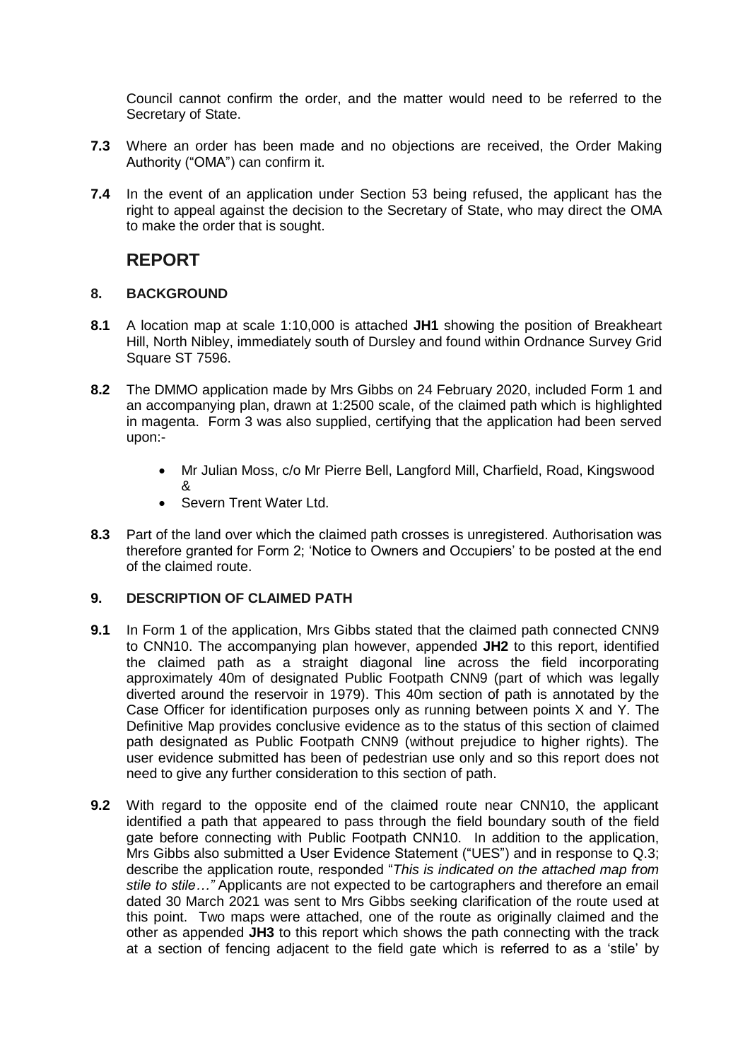Council cannot confirm the order, and the matter would need to be referred to the Secretary of State.

**7.3** Where an order has been made and no objections are received, the Order Making Authority ("OMA") can confirm it.

**7.4** In the event of an application under Section 53 being refused, the applicant has the right to appeal against the decision to the Secretary of State, who may direct the OMA to make the order that is sought.

## REPORT

### 8. BACKGROUND

**8.1** A location map at scale 1:10,000 is attached **JH1** showing the position of Breakheart Hill, North Nibley, immediately south of Dursley and found within Ordnance Survey Grid Square ST 7596.

**8.2** The DMMO application made by Mrs Gibbs on 24 February 2020, included Form 1 and an accompanying plan, drawn at 1:2500 scale, of the claimed path which is highlighted in magenta. Form 3 was also supplied, certifying that the application had been served upon:-

- Mr Julian Moss, c/o Mr Pierre Bell, Langford Mill, Charfield, Road, Kingswood &
- Severn Trent Water Ltd.

**8.3** Part of the land over which the claimed path crosses is unregistered. Authorisation was therefore granted for Form 2; 'Notice to Owners and Occupiers' to be posted at the end of the claimed route.

### 9. DESCRIPTION OF CLAIMED PATH

**9.1** In Form 1 of the application, Mrs Gibbs stated that the claimed path connected CNN9 to CNN10. The accompanying plan however, appended **JH2** to this report, identified the claimed path as a straight diagonal line across the field incorporating approximately 40m of designated Public Footpath CNN9 (part of which was legally diverted around the reservoir in 1979). This 40m section of path is annotated by the Case Officer for identification purposes only as running between points X and Y. The Definitive Map provides conclusive evidence as to the status of this section of claimed path designated as Public Footpath CNN9 (without prejudice to higher rights). The user evidence submitted has been of pedestrian use only and so this report does not need to give any further consideration to this section of path.

**9.2** With regard to the opposite end of the claimed route near CNN10, the applicant identified a path that appeared to pass through the field boundary south of the field gate before connecting with Public Footpath CNN10. In addition to the application, Mrs Gibbs also submitted a User Evidence Statement ("UES") and in response to Q.3; describe the application route, responded "*This is indicated on the attached map from stile to stile…"* Applicants are not expected to be cartographers and therefore an email dated 30 March 2021 was sent to Mrs Gibbs seeking clarification of the route used at this point. Two maps were attached, one of the route as originally claimed and the other as appended **JH3** to this report which shows the path connecting with the track at a section of fencing adjacent to the field gate which is referred to as a 'stile' by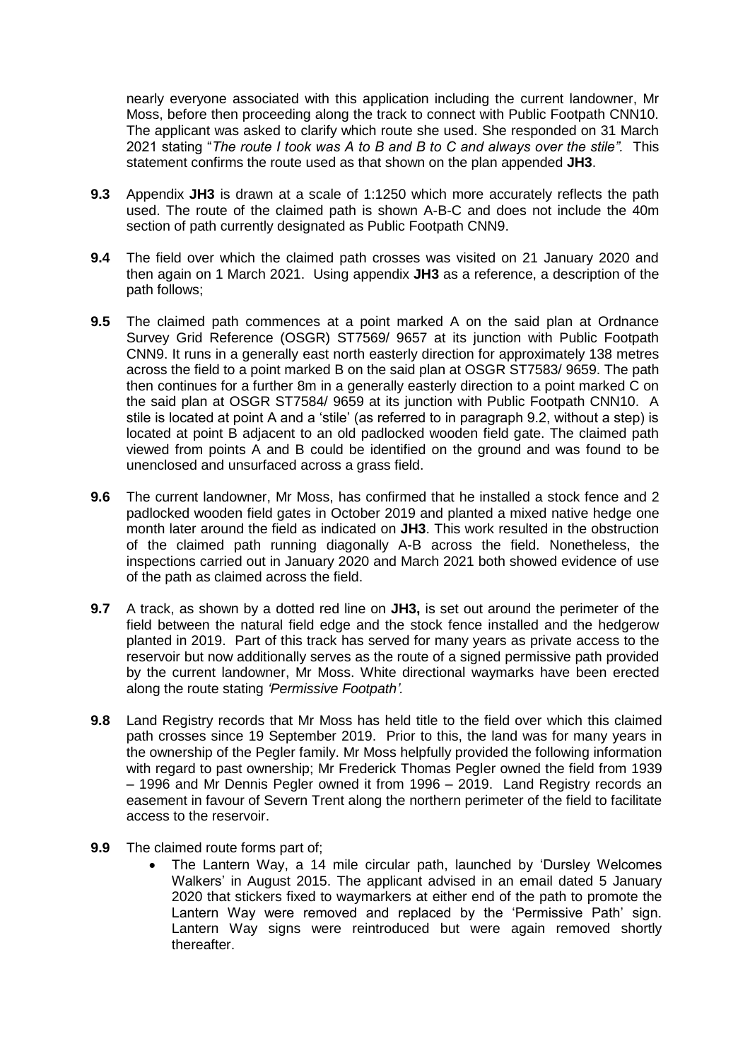nearly everyone associated with this application including the current landowner, Mr Moss, before then proceeding along the track to connect with Public Footpath CNN10. The applicant was asked to clarify which route she used. She responded on 31 March 2021 stating "*The route I took was A to B and B to C and always over the stile".* This statement confirms the route used as that shown on the plan appended **JH3**.

**9.3** Appendix **JH3** is drawn at a scale of 1:1250 which more accurately reflects the path used. The route of the claimed path is shown A-B-C and does not include the 40m section of path currently designated as Public Footpath CNN9.

**9.4** The field over which the claimed path crosses was visited on 21 January 2020 and then again on 1 March 2021. Using appendix **JH3** as a reference, a description of the path follows;

**9.5** The claimed path commences at a point marked A on the said plan at Ordnance Survey Grid Reference (OSGR) ST7569/ 9657 at its junction with Public Footpath CNN9. It runs in a generally east north easterly direction for approximately 138 metres across the field to a point marked B on the said plan at OSGR ST7583/ 9659. The path then continues for a further 8m in a generally easterly direction to a point marked C on the said plan at OSGR ST7584/ 9659 at its junction with Public Footpath CNN10. A stile is located at point A and a 'stile' (as referred to in paragraph 9.2, without a step) is located at point B adjacent to an old padlocked wooden field gate. The claimed path viewed from points A and B could be identified on the ground and was found to be unenclosed and unsurfaced across a grass field.

**9.6** The current landowner, Mr Moss, has confirmed that he installed a stock fence and 2 padlocked wooden field gates in October 2019 and planted a mixed native hedge one month later around the field as indicated on **JH3**. This work resulted in the obstruction of the claimed path running diagonally A-B across the field. Nonetheless, the inspections carried out in January 2020 and March 2021 both showed evidence of use of the path as claimed across the field.

**9.7** A track, as shown by a dotted red line on **JH3,** is set out around the perimeter of the field between the natural field edge and the stock fence installed and the hedgerow planted in 2019. Part of this track has served for many years as private access to the reservoir but now additionally serves as the route of a signed permissive path provided by the current landowner, Mr Moss. White directional waymarks have been erected along the route stating *'Permissive Footpath'.*

**9.8** Land Registry records that Mr Moss has held title to the field over which this claimed path crosses since 19 September 2019. Prior to this, the land was for many years in the ownership of the Pegler family. Mr Moss helpfully provided the following information with regard to past ownership; Mr Frederick Thomas Pegler owned the field from 1939 – 1996 and Mr Dennis Pegler owned it from 1996 – 2019. Land Registry records an easement in favour of Severn Trent along the northern perimeter of the field to facilitate access to the reservoir.

**9.9** The claimed route forms part of;

- The Lantern Way, a 14 mile circular path, launched by 'Dursley Welcomes Walkers' in August 2015. The applicant advised in an email dated 5 January 2020 that stickers fixed to waymarkers at either end of the path to promote the Lantern Way were removed and replaced by the 'Permissive Path' sign. Lantern Way signs were reintroduced but were again removed shortly thereafter.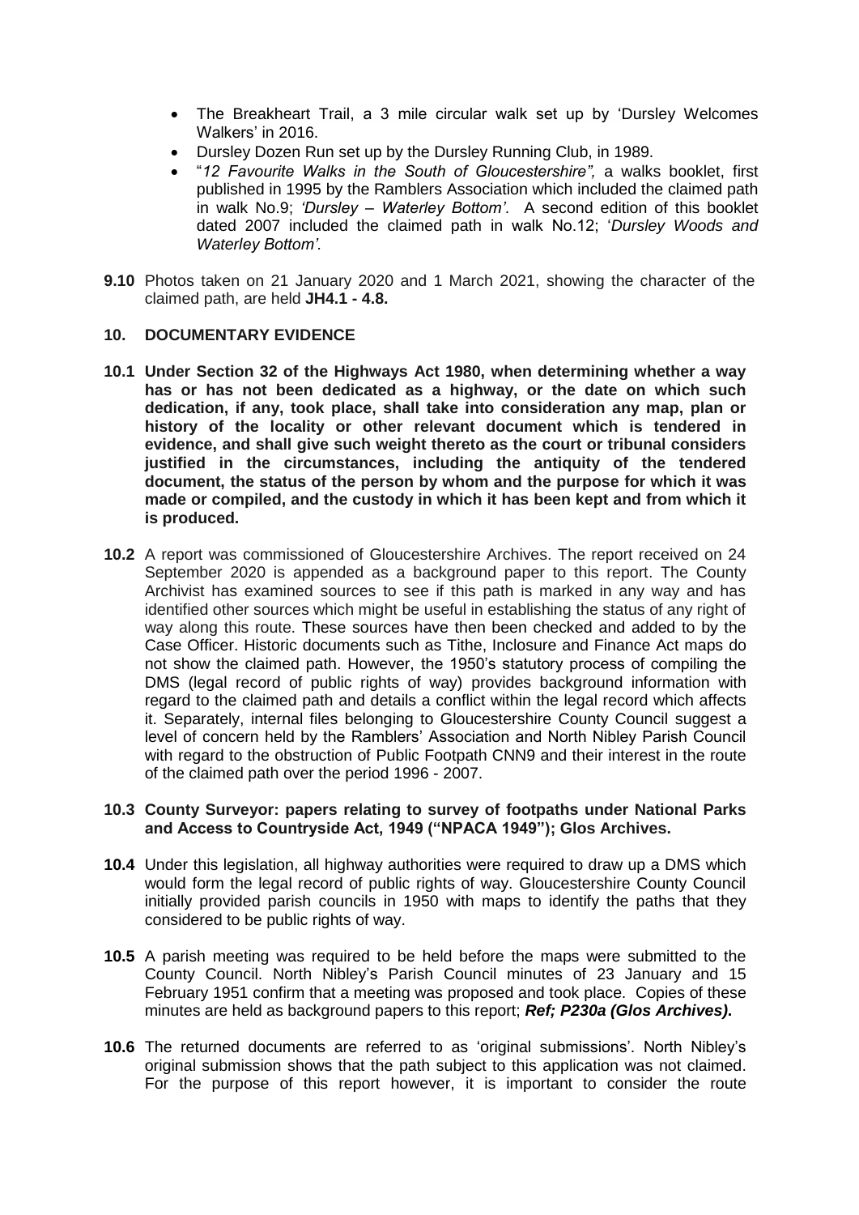- The Breakheart Trail, a 3 mile circular walk set up by 'Dursley Welcomes Walkers' in 2016.
- Dursley Dozen Run set up by the Dursley Running Club, in 1989.
- "*12 Favourite Walks in the South of Gloucestershire",* a walks booklet, first published in 1995 by the Ramblers Association which included the claimed path in walk No.9; *'Dursley – Waterley Bottom'*. A second edition of this booklet dated 2007 included the claimed path in walk No.12; '*Dursley Woods and Waterley Bottom'.*

**9.10** Photos taken on 21 January 2020 and 1 March 2021, showing the character of the claimed path, are held **JH4.1 - 4.8.**

## 10. DOCUMENTARY EVIDENCE

**10.1 Under Section 32 of the Highways Act 1980, when determining whether a way has or has not been dedicated as a highway, or the date on which such dedication, if any, took place, shall take into consideration any map, plan or history of the locality or other relevant document which is tendered in evidence, and shall give such weight thereto as the court or tribunal considers justified in the circumstances, including the antiquity of the tendered document, the status of the person by whom and the purpose for which it was made or compiled, and the custody in which it has been kept and from which it is produced.**

**10.2** A report was commissioned of Gloucestershire Archives. The report received on 24 September 2020 is appended as a background paper to this report. The County Archivist has examined sources to see if this path is marked in any way and has identified other sources which might be useful in establishing the status of any right of way along this route. These sources have then been checked and added to by the Case Officer. Historic documents such as Tithe, Inclosure and Finance Act maps do not show the claimed path. However, the 1950's statutory process of compiling the DMS (legal record of public rights of way) provides background information with regard to the claimed path and details a conflict within the legal record which affects it. Separately, internal files belonging to Gloucestershire County Council suggest a level of concern held by the Ramblers' Association and North Nibley Parish Council with regard to the obstruction of Public Footpath CNN9 and their interest in the route of the claimed path over the period 1996 - 2007.

**10.3 County Surveyor: papers relating to survey of footpaths under National Parks and Access to Countryside Act, 1949 ("NPACA 1949"); Glos Archives.**

**10.4** Under this legislation, all highway authorities were required to draw up a DMS which would form the legal record of public rights of way. Gloucestershire County Council initially provided parish councils in 1950 with maps to identify the paths that they considered to be public rights of way.

**10.5** A parish meeting was required to be held before the maps were submitted to the County Council. North Nibley's Parish Council minutes of 23 January and 15 February 1951 confirm that a meeting was proposed and took place. Copies of these minutes are held as background papers to this report; ***Ref; P230a (Glos Archives).***

**10.6** The returned documents are referred to as 'original submissions'. North Nibley's original submission shows that the path subject to this application was not claimed. For the purpose of this report however, it is important to consider the route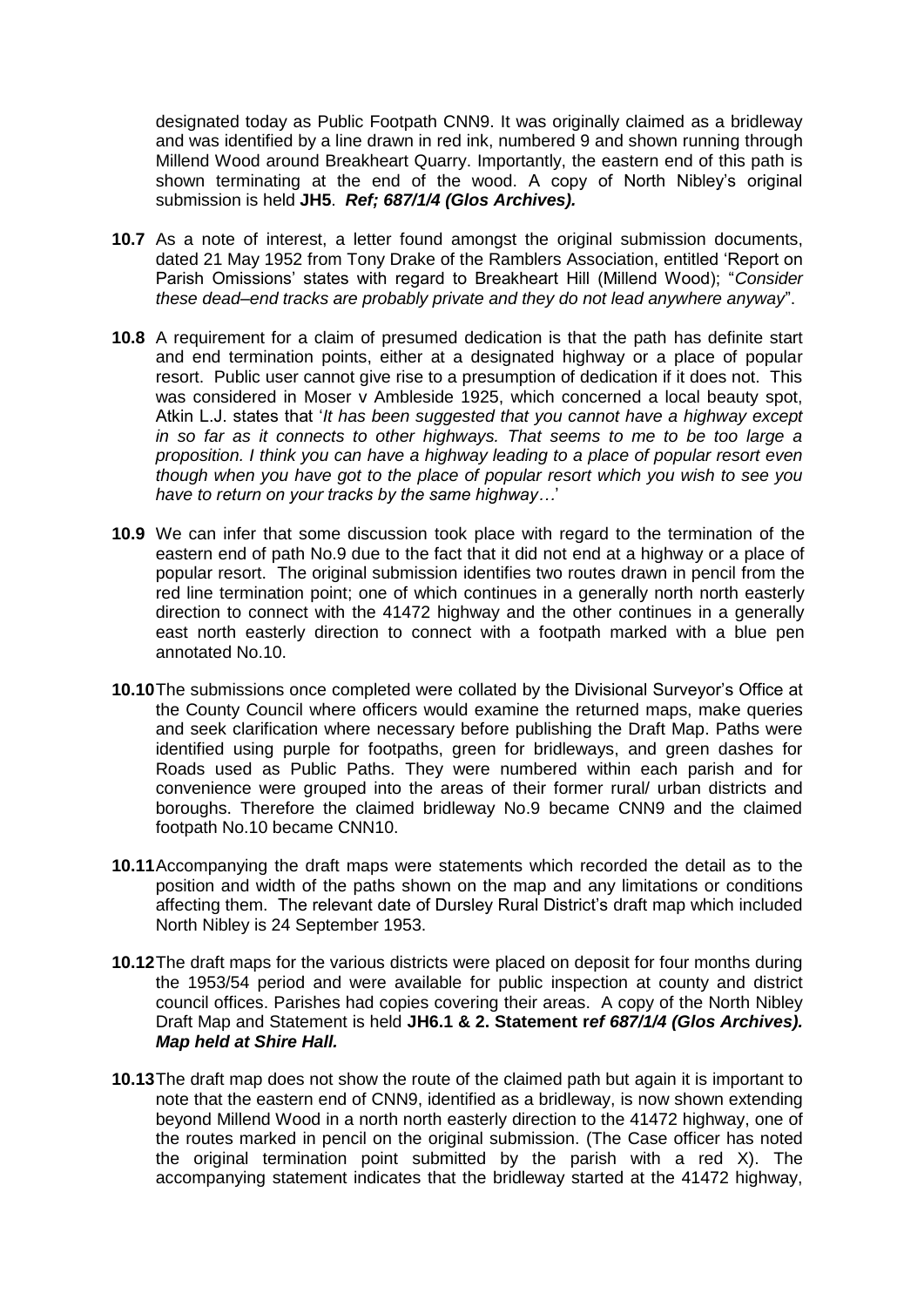designated today as Public Footpath CNN9. It was originally claimed as a bridleway and was identified by a line drawn in red ink, numbered 9 and shown running through Millend Wood around Breakheart Quarry. Importantly, the eastern end of this path is shown terminating at the end of the wood. A copy of North Nibley's original submission is held **JH5**. ***Ref; 687/1/4 (Glos Archives).***

**10.7** As a note of interest, a letter found amongst the original submission documents, dated 21 May 1952 from Tony Drake of the Ramblers Association, entitled 'Report on Parish Omissions' states with regard to Breakheart Hill (Millend Wood); "*Consider these dead–end tracks are probably private and they do not lead anywhere anyway*".

**10.8** A requirement for a claim of presumed dedication is that the path has definite start and end termination points, either at a designated highway or a place of popular resort. Public user cannot give rise to a presumption of dedication if it does not. This was considered in Moser v Ambleside 1925, which concerned a local beauty spot, Atkin L.J. states that '*It has been suggested that you cannot have a highway except in so far as it connects to other highways. That seems to me to be too large a proposition. I think you can have a highway leading to a place of popular resort even though when you have got to the place of popular resort which you wish to see you have to return on your tracks by the same highway*…'

**10.9** We can infer that some discussion took place with regard to the termination of the eastern end of path No.9 due to the fact that it did not end at a highway or a place of popular resort. The original submission identifies two routes drawn in pencil from the red line termination point; one of which continues in a generally north north easterly direction to connect with the 41472 highway and the other continues in a generally east north easterly direction to connect with a footpath marked with a blue pen annotated No.10.

**10.10** The submissions once completed were collated by the Divisional Surveyor's Office at the County Council where officers would examine the returned maps, make queries and seek clarification where necessary before publishing the Draft Map. Paths were identified using purple for footpaths, green for bridleways, and green dashes for Roads used as Public Paths. They were numbered within each parish and for convenience were grouped into the areas of their former rural/ urban districts and boroughs. Therefore the claimed bridleway No.9 became CNN9 and the claimed footpath No.10 became CNN10.

**10.11** Accompanying the draft maps were statements which recorded the detail as to the position and width of the paths shown on the map and any limitations or conditions affecting them. The relevant date of Dursley Rural District's draft map which included North Nibley is 24 September 1953.

**10.12** The draft maps for the various districts were placed on deposit for four months during the 1953/54 period and were available for public inspection at county and district council offices. Parishes had copies covering their areas. A copy of the North Nibley Draft Map and Statement is held **JH6.1 & 2. Statement r*ef 687/1/4 (Glos Archives). Map held at Shire Hall.***

**10.13** The draft map does not show the route of the claimed path but again it is important to note that the eastern end of CNN9, identified as a bridleway, is now shown extending beyond Millend Wood in a north north easterly direction to the 41472 highway, one of the routes marked in pencil on the original submission. (The Case officer has noted the original termination point submitted by the parish with a red X). The accompanying statement indicates that the bridleway started at the 41472 highway,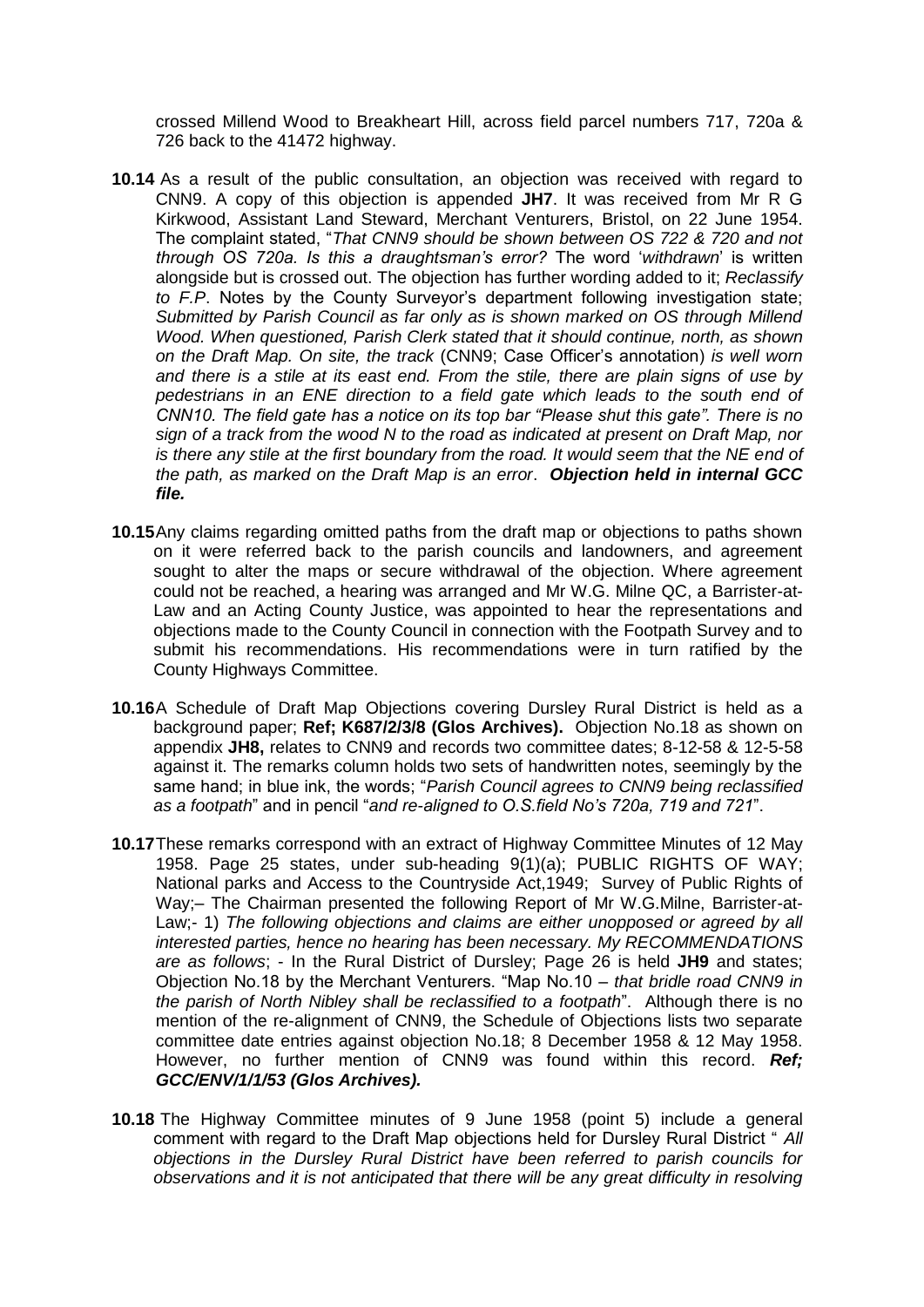crossed Millend Wood to Breakheart Hill, across field parcel numbers 717, 720a & 726 back to the 41472 highway.

**10.14** As a result of the public consultation, an objection was received with regard to CNN9. A copy of this objection is appended **JH7**. It was received from Mr R G Kirkwood, Assistant Land Steward, Merchant Venturers, Bristol, on 22 June 1954. The complaint stated, "*That CNN9 should be shown between OS 722 & 720 and not through OS 720a. Is this a draughtsman's error?* The word '*withdrawn*' is written alongside but is crossed out. The objection has further wording added to it; *Reclassify to F.P*. Notes by the County Surveyor's department following investigation state; *Submitted by Parish Council as far only as is shown marked on OS through Millend Wood. When questioned, Parish Clerk stated that it should continue, north, as shown on the Draft Map. On site, the track* (CNN9; Case Officer's annotation) *is well worn and there is a stile at its east end. From the stile, there are plain signs of use by pedestrians in an ENE direction to a field gate which leads to the south end of CNN10. The field gate has a notice on its top bar "Please shut this gate". There is no sign of a track from the wood N to the road as indicated at present on Draft Map, nor is there any stile at the first boundary from the road. It would seem that the NE end of the path, as marked on the Draft Map is an error*. ***Objection held in internal GCC file.***

**10.15** Any claims regarding omitted paths from the draft map or objections to paths shown on it were referred back to the parish councils and landowners, and agreement sought to alter the maps or secure withdrawal of the objection. Where agreement could not be reached, a hearing was arranged and Mr W.G. Milne QC, a Barrister-at-Law and an Acting County Justice, was appointed to hear the representations and objections made to the County Council in connection with the Footpath Survey and to submit his recommendations. His recommendations were in turn ratified by the County Highways Committee.

**10.16** A Schedule of Draft Map Objections covering Dursley Rural District is held as a background paper; **Ref; K687/2/3/8 (Glos Archives).** Objection No.18 as shown on appendix **JH8,** relates to CNN9 and records two committee dates; 8-12-58 & 12-5-58 against it. The remarks column holds two sets of handwritten notes, seemingly by the same hand; in blue ink, the words; "*Parish Council agrees to CNN9 being reclassified as a footpath*" and in pencil "*and re-aligned to O.S.field No's 720a, 719 and 721*".

**10.17** These remarks correspond with an extract of Highway Committee Minutes of 12 May 1958. Page 25 states, under sub-heading 9(1)(a); PUBLIC RIGHTS OF WAY; National parks and Access to the Countryside Act,1949; Survey of Public Rights of Way;– The Chairman presented the following Report of Mr W.G.Milne, Barrister-at-Law;- 1) *The following objections and claims are either unopposed or agreed by all interested parties, hence no hearing has been necessary. My RECOMMENDATIONS are as follows*; - In the Rural District of Dursley; Page 26 is held **JH9** and states; Objection No.18 by the Merchant Venturers. "Map No.10 – *that bridle road CNN9 in the parish of North Nibley shall be reclassified to a footpath*". Although there is no mention of the re-alignment of CNN9, the Schedule of Objections lists two separate committee date entries against objection No.18; 8 December 1958 & 12 May 1958. However, no further mention of CNN9 was found within this record. ***Ref; GCC/ENV/1/1/53 (Glos Archives).***

**10.18** The Highway Committee minutes of 9 June 1958 (point 5) include a general comment with regard to the Draft Map objections held for Dursley Rural District " *All objections in the Dursley Rural District have been referred to parish councils for observations and it is not anticipated that there will be any great difficulty in resolving*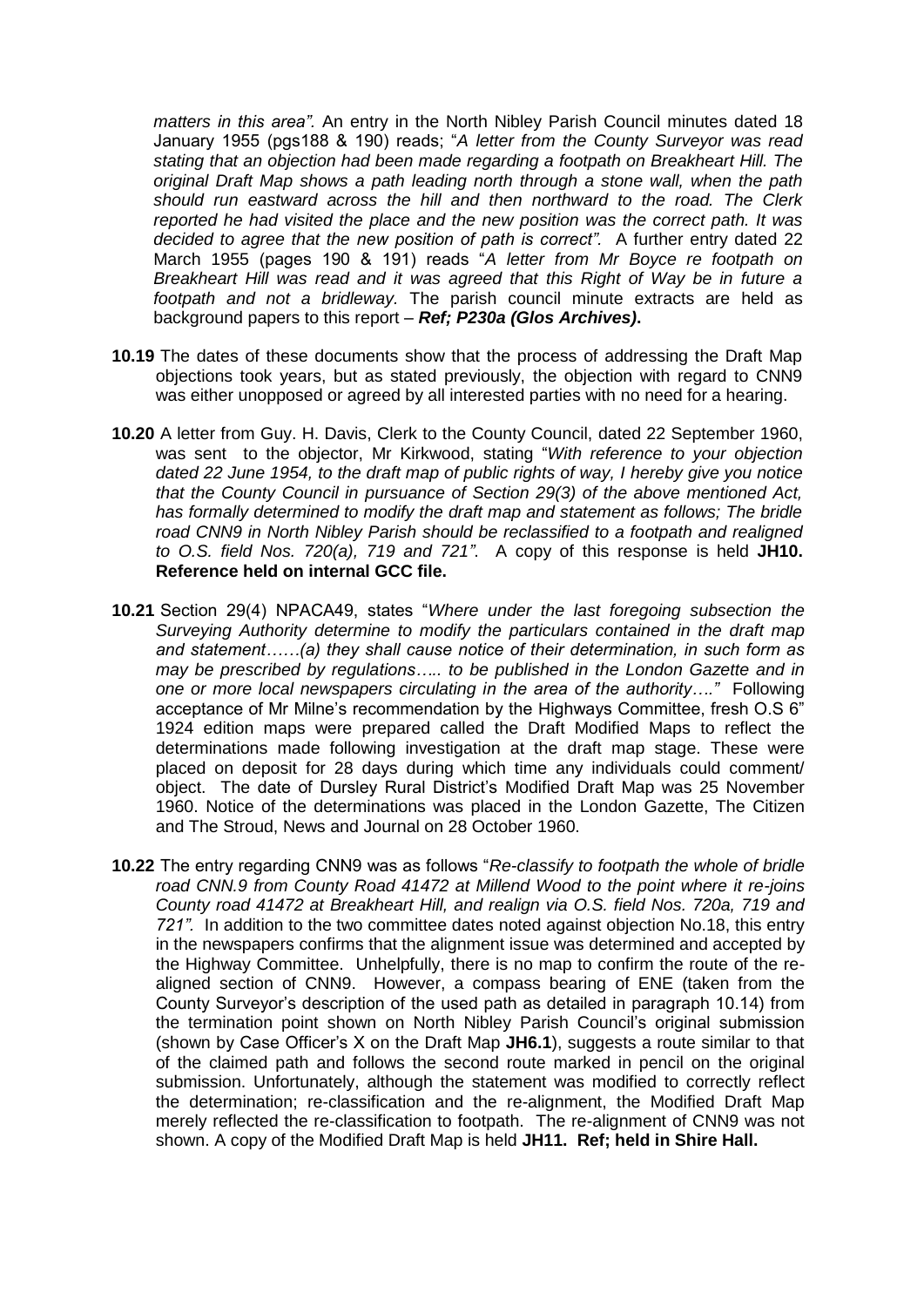*matters in this area".* An entry in the North Nibley Parish Council minutes dated 18 January 1955 (pgs188 & 190) reads; "*A letter from the County Surveyor was read stating that an objection had been made regarding a footpath on Breakheart Hill. The original Draft Map shows a path leading north through a stone wall, when the path should run eastward across the hill and then northward to the road. The Clerk reported he had visited the place and the new position was the correct path. It was decided to agree that the new position of path is correct".* A further entry dated 22 March 1955 (pages 190 & 191) reads "*A letter from Mr Boyce re footpath on Breakheart Hill was read and it was agreed that this Right of Way be in future a footpath and not a bridleway.* The parish council minute extracts are held as background papers to this report – ***Ref; P230a (Glos Archives)*.**

**10.19** The dates of these documents show that the process of addressing the Draft Map objections took years, but as stated previously, the objection with regard to CNN9 was either unopposed or agreed by all interested parties with no need for a hearing.

**10.20** A letter from Guy. H. Davis, Clerk to the County Council, dated 22 September 1960, was sent to the objector, Mr Kirkwood, stating "*With reference to your objection dated 22 June 1954, to the draft map of public rights of way, I hereby give you notice that the County Council in pursuance of Section 29(3) of the above mentioned Act, has formally determined to modify the draft map and statement as follows; The bridle road CNN9 in North Nibley Parish should be reclassified to a footpath and realigned to O.S. field Nos. 720(a), 719 and 721".* A copy of this response is held **JH10. Reference held on internal GCC file.**

**10.21** Section 29(4) NPACA49, states "*Where under the last foregoing subsection the Surveying Authority determine to modify the particulars contained in the draft map and statement……(a) they shall cause notice of their determination, in such form as may be prescribed by regulations….. to be published in the London Gazette and in one or more local newspapers circulating in the area of the authority…."* Following acceptance of Mr Milne's recommendation by the Highways Committee, fresh O.S 6" 1924 edition maps were prepared called the Draft Modified Maps to reflect the determinations made following investigation at the draft map stage. These were placed on deposit for 28 days during which time any individuals could comment/ object. The date of Dursley Rural District's Modified Draft Map was 25 November 1960. Notice of the determinations was placed in the London Gazette, The Citizen and The Stroud, News and Journal on 28 October 1960.

**10.22** The entry regarding CNN9 was as follows "*Re-classify to footpath the whole of bridle road CNN.9 from County Road 41472 at Millend Wood to the point where it re-joins County road 41472 at Breakheart Hill, and realign via O.S. field Nos. 720a, 719 and 721".* In addition to the two committee dates noted against objection No.18, this entry in the newspapers confirms that the alignment issue was determined and accepted by the Highway Committee. Unhelpfully, there is no map to confirm the route of the re-aligned section of CNN9. However, a compass bearing of ENE (taken from the County Surveyor's description of the used path as detailed in paragraph 10.14) from the termination point shown on North Nibley Parish Council's original submission (shown by Case Officer's X on the Draft Map **JH6.1**), suggests a route similar to that of the claimed path and follows the second route marked in pencil on the original submission. Unfortunately, although the statement was modified to correctly reflect the determination; re-classification and the re-alignment, the Modified Draft Map merely reflected the re-classification to footpath. The re-alignment of CNN9 was not shown. A copy of the Modified Draft Map is held **JH11. Ref; held in Shire Hall.**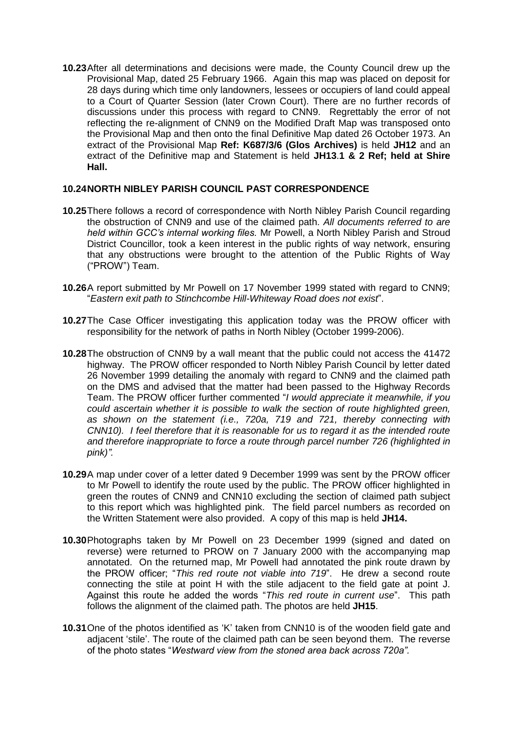**10.23** After all determinations and decisions were made, the County Council drew up the Provisional Map, dated 25 February 1966. Again this map was placed on deposit for 28 days during which time only landowners, lessees or occupiers of land could appeal to a Court of Quarter Session (later Crown Court). There are no further records of discussions under this process with regard to CNN9. Regrettably the error of not reflecting the re-alignment of CNN9 on the Modified Draft Map was transposed onto the Provisional Map and then onto the final Definitive Map dated 26 October 1973. An extract of the Provisional Map **Ref: K687/3/6 (Glos Archives)** is held **JH12** and an extract of the Definitive map and Statement is held **JH13**.**1 & 2 Ref; held at Shire Hall.**

**10.24 NORTH NIBLEY PARISH COUNCIL PAST CORRESPONDENCE**

**10.25** There follows a record of correspondence with North Nibley Parish Council regarding the obstruction of CNN9 and use of the claimed path. *All documents referred to are held within GCC's internal working files.* Mr Powell, a North Nibley Parish and Stroud District Councillor, took a keen interest in the public rights of way network, ensuring that any obstructions were brought to the attention of the Public Rights of Way ("PROW") Team.

**10.26** A report submitted by Mr Powell on 17 November 1999 stated with regard to CNN9; "*Eastern exit path to Stinchcombe Hill-Whiteway Road does not exist*".

**10.27** The Case Officer investigating this application today was the PROW officer with responsibility for the network of paths in North Nibley (October 1999-2006).

**10.28** The obstruction of CNN9 by a wall meant that the public could not access the 41472 highway. The PROW officer responded to North Nibley Parish Council by letter dated 26 November 1999 detailing the anomaly with regard to CNN9 and the claimed path on the DMS and advised that the matter had been passed to the Highway Records Team. The PROW officer further commented "*I would appreciate it meanwhile, if you could ascertain whether it is possible to walk the section of route highlighted green, as shown on the statement (i.e., 720a, 719 and 721, thereby connecting with CNN10). I feel therefore that it is reasonable for us to regard it as the intended route and therefore inappropriate to force a route through parcel number 726 (highlighted in pink)".*

**10.29** A map under cover of a letter dated 9 December 1999 was sent by the PROW officer to Mr Powell to identify the route used by the public. The PROW officer highlighted in green the routes of CNN9 and CNN10 excluding the section of claimed path subject to this report which was highlighted pink. The field parcel numbers as recorded on the Written Statement were also provided. A copy of this map is held **JH14.**

**10.30** Photographs taken by Mr Powell on 23 December 1999 (signed and dated on reverse) were returned to PROW on 7 January 2000 with the accompanying map annotated. On the returned map, Mr Powell had annotated the pink route drawn by the PROW officer; "*This red route not viable into 719*". He drew a second route connecting the stile at point H with the stile adjacent to the field gate at point J. Against this route he added the words "*This red route in current use*". This path follows the alignment of the claimed path. The photos are held **JH15**.

**10.31** One of the photos identified as 'K' taken from CNN10 is of the wooden field gate and adjacent 'stile'. The route of the claimed path can be seen beyond them. The reverse of the photo states "*Westward view from the stoned area back across 720a".*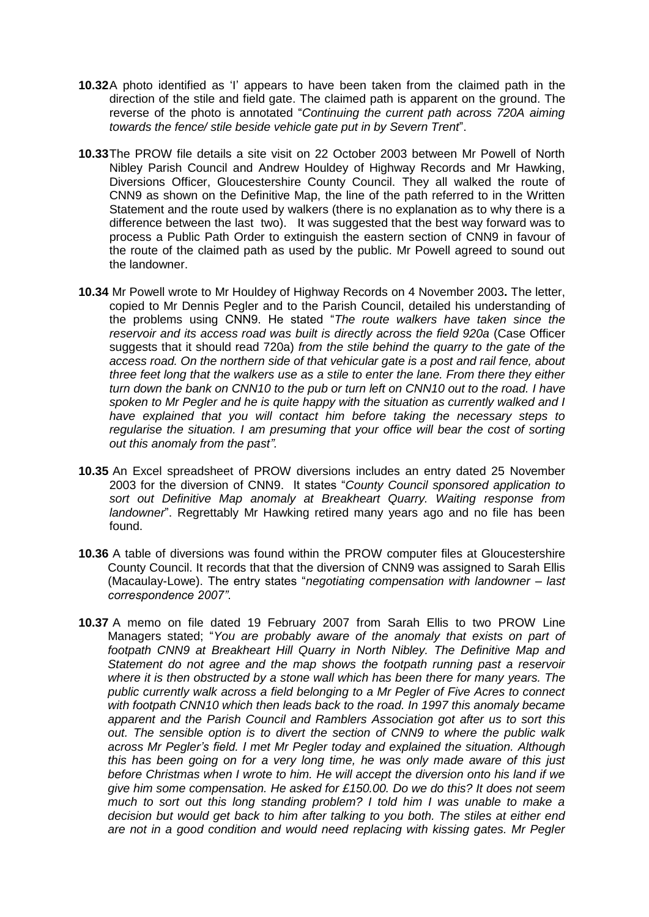**10.32** A photo identified as 'I' appears to have been taken from the claimed path in the direction of the stile and field gate. The claimed path is apparent on the ground. The reverse of the photo is annotated "*Continuing the current path across 720A aiming towards the fence/ stile beside vehicle gate put in by Severn Trent*".

**10.33** The PROW file details a site visit on 22 October 2003 between Mr Powell of North Nibley Parish Council and Andrew Houldey of Highway Records and Mr Hawking, Diversions Officer, Gloucestershire County Council. They all walked the route of CNN9 as shown on the Definitive Map, the line of the path referred to in the Written Statement and the route used by walkers (there is no explanation as to why there is a difference between the last two). It was suggested that the best way forward was to process a Public Path Order to extinguish the eastern section of CNN9 in favour of the route of the claimed path as used by the public. Mr Powell agreed to sound out the landowner.

**10.34** Mr Powell wrote to Mr Houldey of Highway Records on 4 November 2003**.** The letter, copied to Mr Dennis Pegler and to the Parish Council, detailed his understanding of the problems using CNN9. He stated "*The route walkers have taken since the reservoir and its access road was built is directly across the field 920a* (Case Officer suggests that it should read 720a) *from the stile behind the quarry to the gate of the access road. On the northern side of that vehicular gate is a post and rail fence, about three feet long that the walkers use as a stile to enter the lane. From there they either turn down the bank on CNN10 to the pub or turn left on CNN10 out to the road. I have spoken to Mr Pegler and he is quite happy with the situation as currently walked and I have explained that you will contact him before taking the necessary steps to regularise the situation. I am presuming that your office will bear the cost of sorting out this anomaly from the past".*

**10.35** An Excel spreadsheet of PROW diversions includes an entry dated 25 November 2003 for the diversion of CNN9. It states "*County Council sponsored application to sort out Definitive Map anomaly at Breakheart Quarry. Waiting response from landowner*". Regrettably Mr Hawking retired many years ago and no file has been found.

**10.36** A table of diversions was found within the PROW computer files at Gloucestershire County Council. It records that that the diversion of CNN9 was assigned to Sarah Ellis (Macaulay-Lowe). The entry states "*negotiating compensation with landowner – last correspondence 2007".*

**10.37** A memo on file dated 19 February 2007 from Sarah Ellis to two PROW Line Managers stated; "*You are probably aware of the anomaly that exists on part of footpath CNN9 at Breakheart Hill Quarry in North Nibley. The Definitive Map and Statement do not agree and the map shows the footpath running past a reservoir where it is then obstructed by a stone wall which has been there for many years. The public currently walk across a field belonging to a Mr Pegler of Five Acres to connect with footpath CNN10 which then leads back to the road. In 1997 this anomaly became apparent and the Parish Council and Ramblers Association got after us to sort this out. The sensible option is to divert the section of CNN9 to where the public walk across Mr Pegler's field. I met Mr Pegler today and explained the situation. Although this has been going on for a very long time, he was only made aware of this just before Christmas when I wrote to him. He will accept the diversion onto his land if we give him some compensation. He asked for £150.00. Do we do this? It does not seem much to sort out this long standing problem? I told him I was unable to make a decision but would get back to him after talking to you both. The stiles at either end are not in a good condition and would need replacing with kissing gates. Mr Pegler*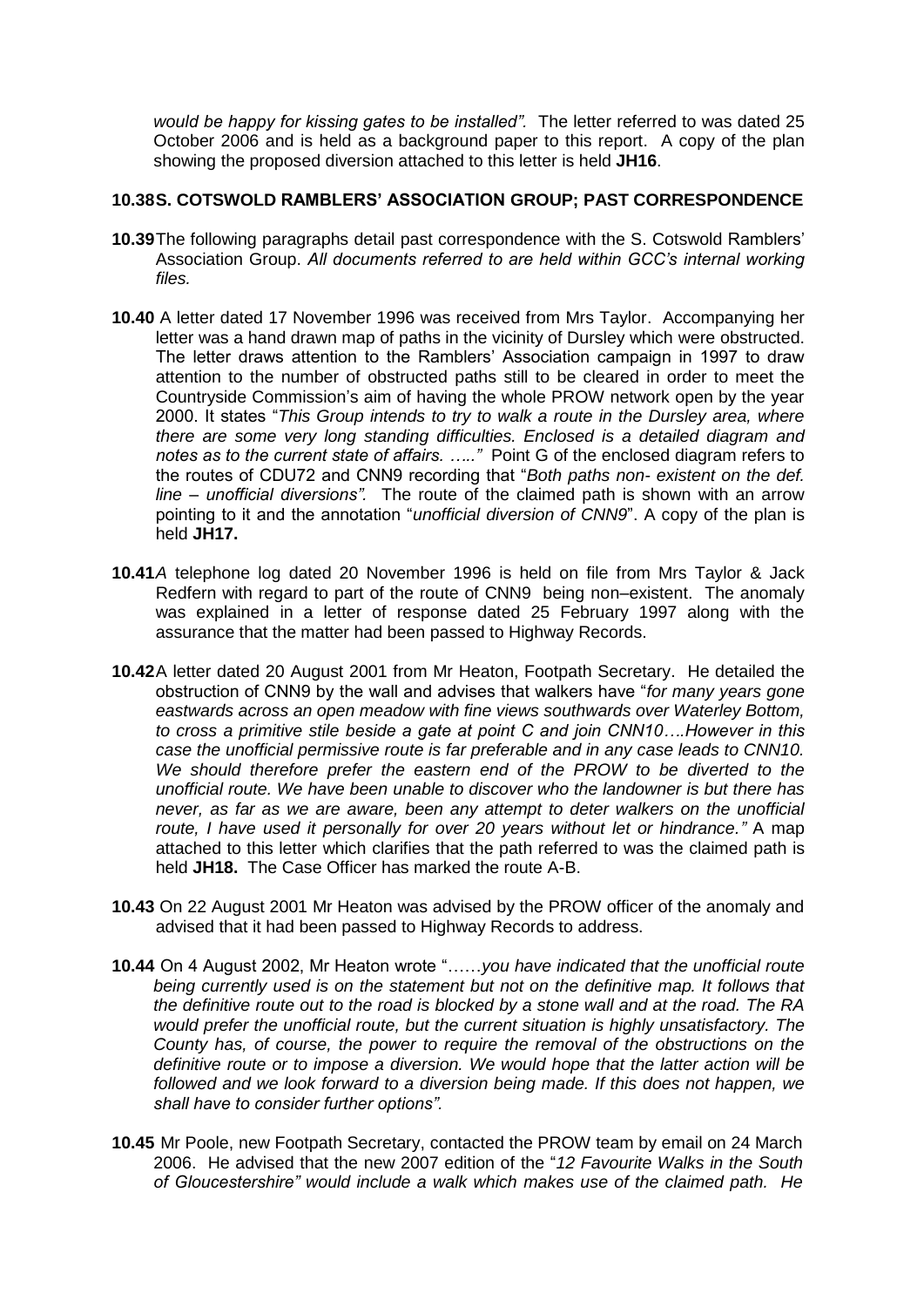*would be happy for kissing gates to be installed".* The letter referred to was dated 25 October 2006 and is held as a background paper to this report. A copy of the plan showing the proposed diversion attached to this letter is held **JH16**.

**10.38 S. COTSWOLD RAMBLERS' ASSOCIATION GROUP; PAST CORRESPONDENCE**

**10.39** The following paragraphs detail past correspondence with the S. Cotswold Ramblers' Association Group. *All documents referred to are held within GCC's internal working files.*

**10.40** A letter dated 17 November 1996 was received from Mrs Taylor. Accompanying her letter was a hand drawn map of paths in the vicinity of Dursley which were obstructed. The letter draws attention to the Ramblers' Association campaign in 1997 to draw attention to the number of obstructed paths still to be cleared in order to meet the Countryside Commission's aim of having the whole PROW network open by the year 2000. It states "*This Group intends to try to walk a route in the Dursley area, where there are some very long standing difficulties. Enclosed is a detailed diagram and notes as to the current state of affairs. ….."* Point G of the enclosed diagram refers to the routes of CDU72 and CNN9 recording that "*Both paths non- existent on the def. line – unofficial diversions".* The route of the claimed path is shown with an arrow pointing to it and the annotation "*unofficial diversion of CNN9*". A copy of the plan is held **JH17.**

**10.41** *A* telephone log dated 20 November 1996 is held on file from Mrs Taylor & Jack Redfern with regard to part of the route of CNN9 being non–existent. The anomaly was explained in a letter of response dated 25 February 1997 along with the assurance that the matter had been passed to Highway Records.

**10.42** A letter dated 20 August 2001 from Mr Heaton, Footpath Secretary. He detailed the obstruction of CNN9 by the wall and advises that walkers have "*for many years gone eastwards across an open meadow with fine views southwards over Waterley Bottom, to cross a primitive stile beside a gate at point C and join CNN10….However in this case the unofficial permissive route is far preferable and in any case leads to CNN10. We should therefore prefer the eastern end of the PROW to be diverted to the unofficial route. We have been unable to discover who the landowner is but there has never, as far as we are aware, been any attempt to deter walkers on the unofficial route, I have used it personally for over 20 years without let or hindrance."* A map attached to this letter which clarifies that the path referred to was the claimed path is held **JH18.** The Case Officer has marked the route A-B.

**10.43** On 22 August 2001 Mr Heaton was advised by the PROW officer of the anomaly and advised that it had been passed to Highway Records to address.

**10.44** On 4 August 2002, Mr Heaton wrote "……*you have indicated that the unofficial route being currently used is on the statement but not on the definitive map. It follows that the definitive route out to the road is blocked by a stone wall and at the road. The RA would prefer the unofficial route, but the current situation is highly unsatisfactory. The County has, of course, the power to require the removal of the obstructions on the definitive route or to impose a diversion. We would hope that the latter action will be followed and we look forward to a diversion being made. If this does not happen, we shall have to consider further options".*

**10.45** Mr Poole, new Footpath Secretary, contacted the PROW team by email on 24 March 2006. He advised that the new 2007 edition of the "*12 Favourite Walks in the South of Gloucestershire" would include a walk which makes use of the claimed path. He*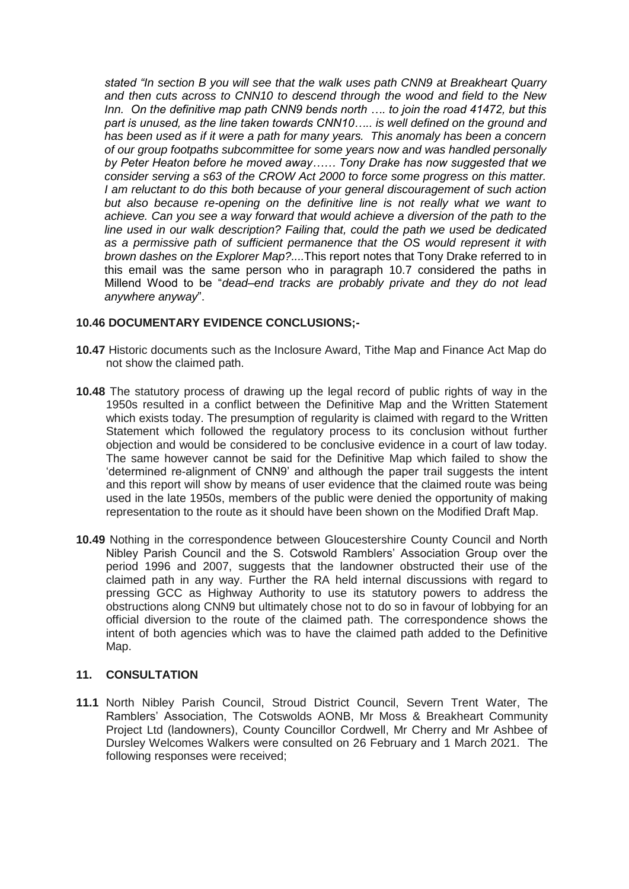*stated "In section B you will see that the walk uses path CNN9 at Breakheart Quarry and then cuts across to CNN10 to descend through the wood and field to the New Inn. On the definitive map path CNN9 bends north …. to join the road 41472, but this part is unused, as the line taken towards CNN10….. is well defined on the ground and has been used as if it were a path for many years. This anomaly has been a concern of our group footpaths subcommittee for some years now and was handled personally by Peter Heaton before he moved away…… Tony Drake has now suggested that we consider serving a s63 of the CROW Act 2000 to force some progress on this matter. I am reluctant to do this both because of your general discouragement of such action but also because re-opening on the definitive line is not really what we want to achieve. Can you see a way forward that would achieve a diversion of the path to the line used in our walk description? Failing that, could the path we used be dedicated as a permissive path of sufficient permanence that the OS would represent it with brown dashes on the Explorer Map?...*.This report notes that Tony Drake referred to in this email was the same person who in paragraph 10.7 considered the paths in Millend Wood to be "*dead–end tracks are probably private and they do not lead anywhere anyway*".

**10.46 DOCUMENTARY EVIDENCE CONCLUSIONS;-**

**10.47** Historic documents such as the Inclosure Award, Tithe Map and Finance Act Map do not show the claimed path.

**10.48** The statutory process of drawing up the legal record of public rights of way in the 1950s resulted in a conflict between the Definitive Map and the Written Statement which exists today. The presumption of regularity is claimed with regard to the Written Statement which followed the regulatory process to its conclusion without further objection and would be considered to be conclusive evidence in a court of law today. The same however cannot be said for the Definitive Map which failed to show the 'determined re-alignment of CNN9' and although the paper trail suggests the intent and this report will show by means of user evidence that the claimed route was being used in the late 1950s, members of the public were denied the opportunity of making representation to the route as it should have been shown on the Modified Draft Map.

**10.49** Nothing in the correspondence between Gloucestershire County Council and North Nibley Parish Council and the S. Cotswold Ramblers' Association Group over the period 1996 and 2007, suggests that the landowner obstructed their use of the claimed path in any way. Further the RA held internal discussions with regard to pressing GCC as Highway Authority to use its statutory powers to address the obstructions along CNN9 but ultimately chose not to do so in favour of lobbying for an official diversion to the route of the claimed path. The correspondence shows the intent of both agencies which was to have the claimed path added to the Definitive Map.

## 11. CONSULTATION

**11.1** North Nibley Parish Council, Stroud District Council, Severn Trent Water, The Ramblers' Association, The Cotswolds AONB, Mr Moss & Breakheart Community Project Ltd (landowners), County Councillor Cordwell, Mr Cherry and Mr Ashbee of Dursley Welcomes Walkers were consulted on 26 February and 1 March 2021. The following responses were received;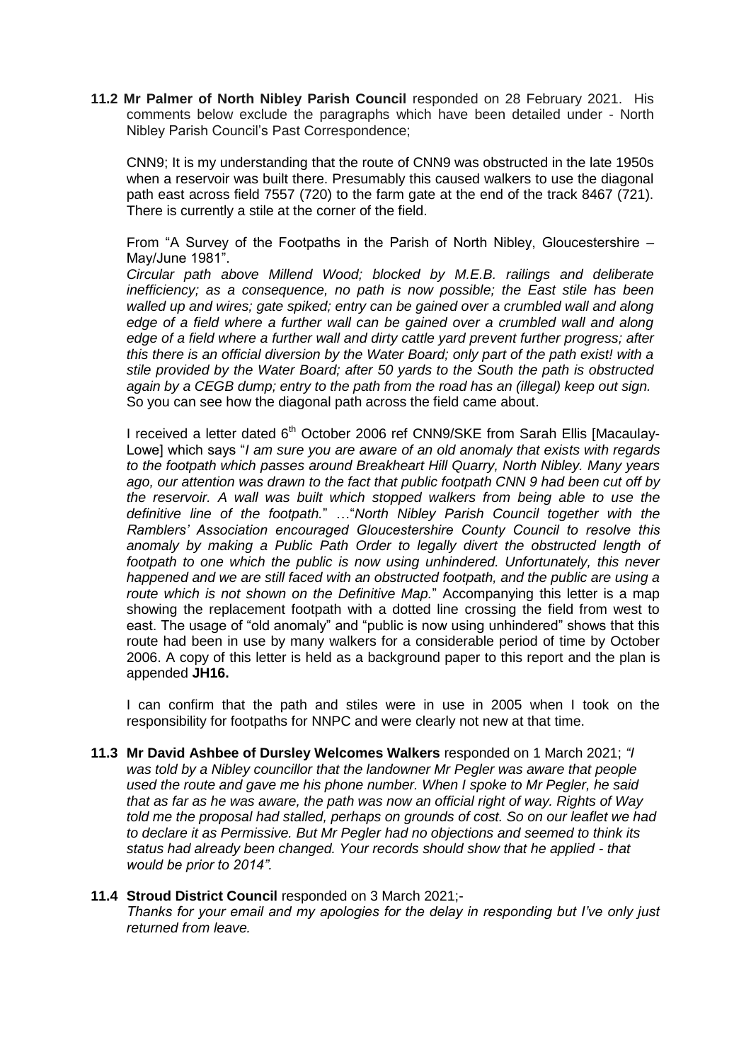**11.2 Mr Palmer of North Nibley Parish Council** responded on 28 February 2021. His comments below exclude the paragraphs which have been detailed under - North Nibley Parish Council's Past Correspondence;

CNN9; It is my understanding that the route of CNN9 was obstructed in the late 1950s when a reservoir was built there. Presumably this caused walkers to use the diagonal path east across field 7557 (720) to the farm gate at the end of the track 8467 (721). There is currently a stile at the corner of the field.

From "A Survey of the Footpaths in the Parish of North Nibley, Gloucestershire – May/June 1981".

*Circular path above Millend Wood; blocked by M.E.B. railings and deliberate inefficiency; as a consequence, no path is now possible; the East stile has been walled up and wires; gate spiked; entry can be gained over a crumbled wall and along edge of a field where a further wall can be gained over a crumbled wall and along edge of a field where a further wall and dirty cattle yard prevent further progress; after this there is an official diversion by the Water Board; only part of the path exist! with a stile provided by the Water Board; after 50 yards to the South the path is obstructed again by a CEGB dump; entry to the path from the road has an (illegal) keep out sign.* So you can see how the diagonal path across the field came about.

I received a letter dated 6th October 2006 ref CNN9/SKE from Sarah Ellis [Macaulay-Lowe] which says "*I am sure you are aware of an old anomaly that exists with regards to the footpath which passes around Breakheart Hill Quarry, North Nibley. Many years ago, our attention was drawn to the fact that public footpath CNN 9 had been cut off by the reservoir. A wall was built which stopped walkers from being able to use the definitive line of the footpath.*" …"*North Nibley Parish Council together with the Ramblers' Association encouraged Gloucestershire County Council to resolve this anomaly by making a Public Path Order to legally divert the obstructed length of footpath to one which the public is now using unhindered. Unfortunately, this never happened and we are still faced with an obstructed footpath, and the public are using a route which is not shown on the Definitive Map.*" Accompanying this letter is a map showing the replacement footpath with a dotted line crossing the field from west to east. The usage of "old anomaly" and "public is now using unhindered" shows that this route had been in use by many walkers for a considerable period of time by October 2006. A copy of this letter is held as a background paper to this report and the plan is appended **JH16.**

I can confirm that the path and stiles were in use in 2005 when I took on the responsibility for footpaths for NNPC and were clearly not new at that time.

**11.3 Mr David Ashbee of Dursley Welcomes Walkers** responded on 1 March 2021; *"I was told by a Nibley councillor that the landowner Mr Pegler was aware that people used the route and gave me his phone number. When I spoke to Mr Pegler, he said that as far as he was aware, the path was now an official right of way. Rights of Way told me the proposal had stalled, perhaps on grounds of cost. So on our leaflet we had to declare it as Permissive. But Mr Pegler had no objections and seemed to think its status had already been changed. Your records should show that he applied - that would be prior to 2014".*

**11.4 Stroud District Council** responded on 3 March 2021;-

*Thanks for your email and my apologies for the delay in responding but I've only just returned from leave.*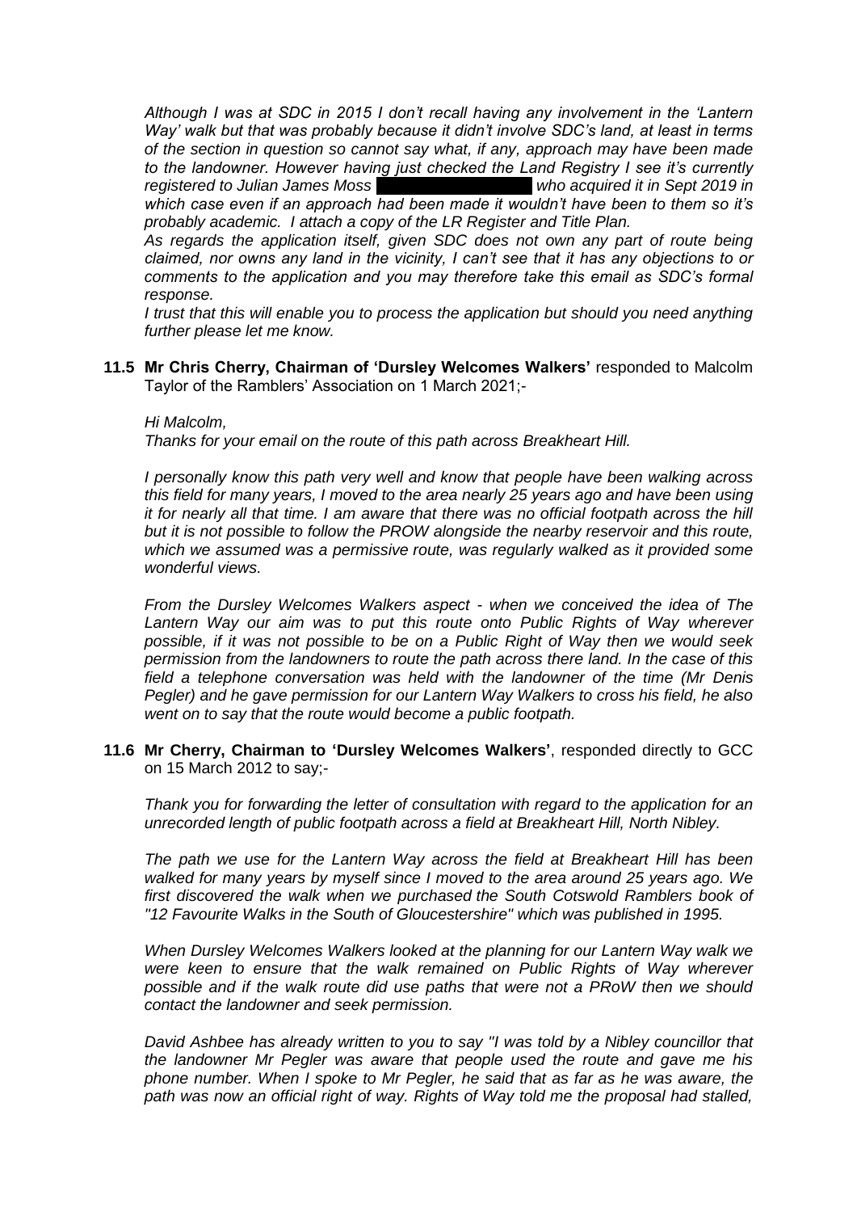*Although I was at SDC in 2015 I don't recall having any involvement in the 'Lantern Way' walk but that was probably because it didn't involve SDC's land, at least in terms of the section in question so cannot say what, if any, approach may have been made to the landowner. However having just checked the Land Registry I see it's currently registered to Julian James Moss ██████████ who acquired it in Sept 2019 in which case even if an approach had been made it wouldn't have been to them so it's probably academic. I attach a copy of the LR Register and Title Plan.*

*As regards the application itself, given SDC does not own any part of route being claimed, nor owns any land in the vicinity, I can't see that it has any objections to or comments to the application and you may therefore take this email as SDC's formal response.*

*I trust that this will enable you to process the application but should you need anything further please let me know.*

**11.5 Mr Chris Cherry, Chairman of 'Dursley Welcomes Walkers'** responded to Malcolm Taylor of the Ramblers' Association on 1 March 2021;-

*Hi Malcolm,*

*Thanks for your email on the route of this path across Breakheart Hill.*

*I personally know this path very well and know that people have been walking across this field for many years, I moved to the area nearly 25 years ago and have been using it for nearly all that time. I am aware that there was no official footpath across the hill but it is not possible to follow the PROW alongside the nearby reservoir and this route, which we assumed was a permissive route, was regularly walked as it provided some wonderful views.*

*From the Dursley Welcomes Walkers aspect - when we conceived the idea of The Lantern Way our aim was to put this route onto Public Rights of Way wherever possible, if it was not possible to be on a Public Right of Way then we would seek permission from the landowners to route the path across there land. In the case of this field a telephone conversation was held with the landowner of the time (Mr Denis Pegler) and he gave permission for our Lantern Way Walkers to cross his field, he also went on to say that the route would become a public footpath.*

**11.6 Mr Cherry, Chairman to 'Dursley Welcomes Walkers'**, responded directly to GCC on 15 March 2012 to say;-

*Thank you for forwarding the letter of consultation with regard to the application for an unrecorded length of public footpath across a field at Breakheart Hill, North Nibley.*

*The path we use for the Lantern Way across the field at Breakheart Hill has been walked for many years by myself since I moved to the area around 25 years ago. We first discovered the walk when we purchased the South Cotswold Ramblers book of "12 Favourite Walks in the South of Gloucestershire" which was published in 1995.*

*When Dursley Welcomes Walkers looked at the planning for our Lantern Way walk we were keen to ensure that the walk remained on Public Rights of Way wherever possible and if the walk route did use paths that were not a PRoW then we should contact the landowner and seek permission.*

*David Ashbee has already written to you to say "I was told by a Nibley councillor that the landowner Mr Pegler was aware that people used the route and gave me his phone number. When I spoke to Mr Pegler, he said that as far as he was aware, the path was now an official right of way. Rights of Way told me the proposal had stalled,*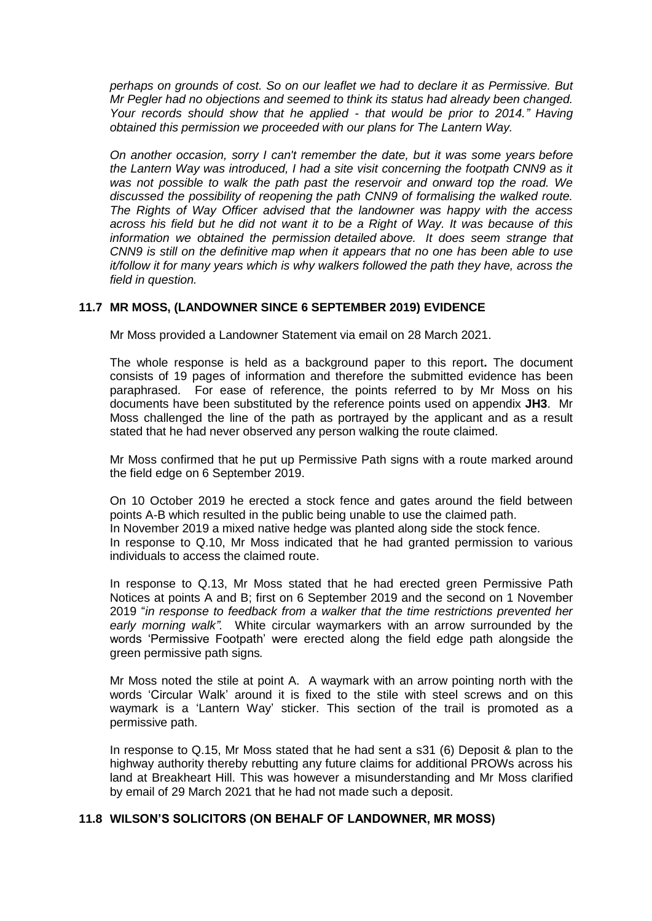*perhaps on grounds of cost. So on our leaflet we had to declare it as Permissive. But Mr Pegler had no objections and seemed to think its status had already been changed. Your records should show that he applied - that would be prior to 2014." Having obtained this permission we proceeded with our plans for The Lantern Way.*

*On another occasion, sorry I can't remember the date, but it was some years before the Lantern Way was introduced, I had a site visit concerning the footpath CNN9 as it was not possible to walk the path past the reservoir and onward top the road. We discussed the possibility of reopening the path CNN9 of formalising the walked route. The Rights of Way Officer advised that the landowner was happy with the access across his field but he did not want it to be a Right of Way. It was because of this information we obtained the permission detailed above. It does seem strange that CNN9 is still on the definitive map when it appears that no one has been able to use it/follow it for many years which is why walkers followed the path they have, across the field in question.*

### 11.7 MR MOSS, (LANDOWNER SINCE 6 SEPTEMBER 2019) EVIDENCE

Mr Moss provided a Landowner Statement via email on 28 March 2021.

The whole response is held as a background paper to this report**.** The document consists of 19 pages of information and therefore the submitted evidence has been paraphrased. For ease of reference, the points referred to by Mr Moss on his documents have been substituted by the reference points used on appendix **JH3**. Mr Moss challenged the line of the path as portrayed by the applicant and as a result stated that he had never observed any person walking the route claimed.

Mr Moss confirmed that he put up Permissive Path signs with a route marked around the field edge on 6 September 2019.

On 10 October 2019 he erected a stock fence and gates around the field between points A-B which resulted in the public being unable to use the claimed path.
In November 2019 a mixed native hedge was planted along side the stock fence.
In response to Q.10, Mr Moss indicated that he had granted permission to various individuals to access the claimed route.

In response to Q.13, Mr Moss stated that he had erected green Permissive Path Notices at points A and B; first on 6 September 2019 and the second on 1 November 2019 "*in response to feedback from a walker that the time restrictions prevented her early morning walk".* White circular waymarkers with an arrow surrounded by the words 'Permissive Footpath' were erected along the field edge path alongside the green permissive path signs*.*

Mr Moss noted the stile at point A. A waymark with an arrow pointing north with the words 'Circular Walk' around it is fixed to the stile with steel screws and on this waymark is a 'Lantern Way' sticker. This section of the trail is promoted as a permissive path.

In response to Q.15, Mr Moss stated that he had sent a s31 (6) Deposit & plan to the highway authority thereby rebutting any future claims for additional PROWs across his land at Breakheart Hill. This was however a misunderstanding and Mr Moss clarified by email of 29 March 2021 that he had not made such a deposit.

### 11.8 WILSON'S SOLICITORS (ON BEHALF OF LANDOWNER, MR MOSS)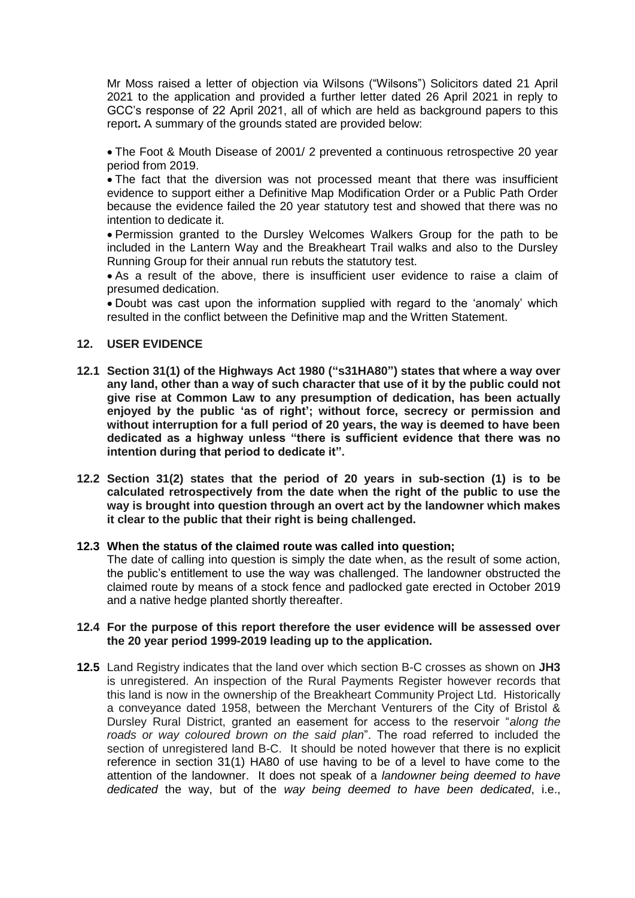Mr Moss raised a letter of objection via Wilsons ("Wilsons") Solicitors dated 21 April 2021 to the application and provided a further letter dated 26 April 2021 in reply to GCC's response of 22 April 2021, all of which are held as background papers to this report**.** A summary of the grounds stated are provided below:

- The Foot & Mouth Disease of 2001/ 2 prevented a continuous retrospective 20 year period from 2019.
- The fact that the diversion was not processed meant that there was insufficient evidence to support either a Definitive Map Modification Order or a Public Path Order because the evidence failed the 20 year statutory test and showed that there was no intention to dedicate it.
- Permission granted to the Dursley Welcomes Walkers Group for the path to be included in the Lantern Way and the Breakheart Trail walks and also to the Dursley Running Group for their annual run rebuts the statutory test.
- As a result of the above, there is insufficient user evidence to raise a claim of presumed dedication.
- Doubt was cast upon the information supplied with regard to the 'anomaly' which resulted in the conflict between the Definitive map and the Written Statement.

## 12. USER EVIDENCE

**12.1 Section 31(1) of the Highways Act 1980 ("s31HA80") states that where a way over any land, other than a way of such character that use of it by the public could not give rise at Common Law to any presumption of dedication, has been actually enjoyed by the public 'as of right'; without force, secrecy or permission and without interruption for a full period of 20 years, the way is deemed to have been dedicated as a highway unless "there is sufficient evidence that there was no intention during that period to dedicate it".**

**12.2 Section 31(2) states that the period of 20 years in sub-section (1) is to be calculated retrospectively from the date when the right of the public to use the way is brought into question through an overt act by the landowner which makes it clear to the public that their right is being challenged.**

**12.3 When the status of the claimed route was called into question;**

The date of calling into question is simply the date when, as the result of some action, the public's entitlement to use the way was challenged. The landowner obstructed the claimed route by means of a stock fence and padlocked gate erected in October 2019 and a native hedge planted shortly thereafter.

**12.4 For the purpose of this report therefore the user evidence will be assessed over the 20 year period 1999-2019 leading up to the application.**

**12.5** Land Registry indicates that the land over which section B-C crosses as shown on **JH3** is unregistered. An inspection of the Rural Payments Register however records that this land is now in the ownership of the Breakheart Community Project Ltd. Historically a conveyance dated 1958, between the Merchant Venturers of the City of Bristol & Dursley Rural District, granted an easement for access to the reservoir "*along the roads or way coloured brown on the said plan*". The road referred to included the section of unregistered land B-C. It should be noted however that there is no explicit reference in section 31(1) HA80 of use having to be of a level to have come to the attention of the landowner. It does not speak of a *landowner being deemed to have dedicated* the way, but of the *way being deemed to have been dedicated*, i.e.,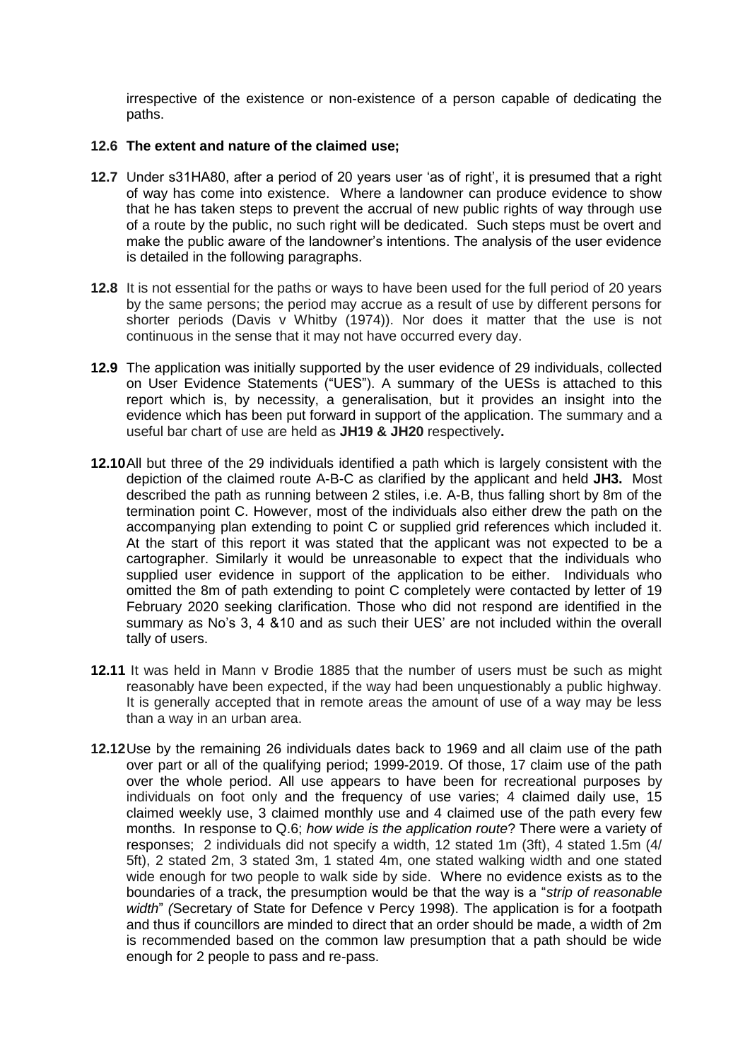irrespective of the existence or non-existence of a person capable of dedicating the paths.

**12.6 The extent and nature of the claimed use;**

**12.7** Under s31HA80, after a period of 20 years user 'as of right', it is presumed that a right of way has come into existence. Where a landowner can produce evidence to show that he has taken steps to prevent the accrual of new public rights of way through use of a route by the public, no such right will be dedicated. Such steps must be overt and make the public aware of the landowner's intentions. The analysis of the user evidence is detailed in the following paragraphs.

**12.8** It is not essential for the paths or ways to have been used for the full period of 20 years by the same persons; the period may accrue as a result of use by different persons for shorter periods (Davis v Whitby (1974)). Nor does it matter that the use is not continuous in the sense that it may not have occurred every day.

**12.9** The application was initially supported by the user evidence of 29 individuals, collected on User Evidence Statements ("UES"). A summary of the UESs is attached to this report which is, by necessity, a generalisation, but it provides an insight into the evidence which has been put forward in support of the application. The summary and a useful bar chart of use are held as **JH19 & JH20** respectively**.**

**12.10** All but three of the 29 individuals identified a path which is largely consistent with the depiction of the claimed route A-B-C as clarified by the applicant and held **JH3.** Most described the path as running between 2 stiles, i.e. A-B, thus falling short by 8m of the termination point C. However, most of the individuals also either drew the path on the accompanying plan extending to point C or supplied grid references which included it. At the start of this report it was stated that the applicant was not expected to be a cartographer. Similarly it would be unreasonable to expect that the individuals who supplied user evidence in support of the application to be either. Individuals who omitted the 8m of path extending to point C completely were contacted by letter of 19 February 2020 seeking clarification. Those who did not respond are identified in the summary as No's 3, 4 &10 and as such their UES' are not included within the overall tally of users.

**12.11** It was held in Mann v Brodie 1885 that the number of users must be such as might reasonably have been expected, if the way had been unquestionably a public highway. It is generally accepted that in remote areas the amount of use of a way may be less than a way in an urban area.

**12.12** Use by the remaining 26 individuals dates back to 1969 and all claim use of the path over part or all of the qualifying period; 1999-2019. Of those, 17 claim use of the path over the whole period. All use appears to have been for recreational purposes by individuals on foot only and the frequency of use varies; 4 claimed daily use, 15 claimed weekly use, 3 claimed monthly use and 4 claimed use of the path every few months. In response to Q.6; *how wide is the application route*? There were a variety of responses; 2 individuals did not specify a width, 12 stated 1m (3ft), 4 stated 1.5m (4/ 5ft), 2 stated 2m, 3 stated 3m, 1 stated 4m, one stated walking width and one stated wide enough for two people to walk side by side. Where no evidence exists as to the boundaries of a track, the presumption would be that the way is a "*strip of reasonable width*" *(*Secretary of State for Defence v Percy 1998). The application is for a footpath and thus if councillors are minded to direct that an order should be made, a width of 2m is recommended based on the common law presumption that a path should be wide enough for 2 people to pass and re-pass.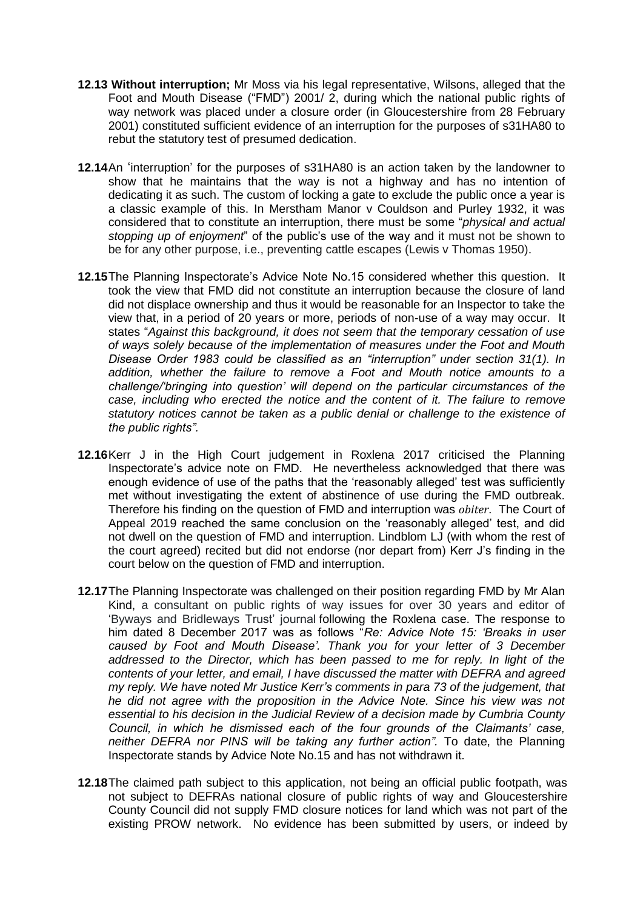**12.13 Without interruption;** Mr Moss via his legal representative, Wilsons, alleged that the Foot and Mouth Disease ("FMD") 2001/ 2, during which the national public rights of way network was placed under a closure order (in Gloucestershire from 28 February 2001) constituted sufficient evidence of an interruption for the purposes of s31HA80 to rebut the statutory test of presumed dedication.

**12.14** An 'interruption' for the purposes of s31HA80 is an action taken by the landowner to show that he maintains that the way is not a highway and has no intention of dedicating it as such. The custom of locking a gate to exclude the public once a year is a classic example of this. In Merstham Manor v Couldson and Purley 1932, it was considered that to constitute an interruption, there must be some "*physical and actual stopping up of enjoyment*" of the public's use of the way and it must not be shown to be for any other purpose, i.e., preventing cattle escapes (Lewis v Thomas 1950).

**12.15** The Planning Inspectorate's Advice Note No.15 considered whether this question. It took the view that FMD did not constitute an interruption because the closure of land did not displace ownership and thus it would be reasonable for an Inspector to take the view that, in a period of 20 years or more, periods of non-use of a way may occur. It states "*Against this background, it does not seem that the temporary cessation of use of ways solely because of the implementation of measures under the Foot and Mouth Disease Order 1983 could be classified as an "interruption" under section 31(1). In addition, whether the failure to remove a Foot and Mouth notice amounts to a challenge/'bringing into question' will depend on the particular circumstances of the case, including who erected the notice and the content of it. The failure to remove statutory notices cannot be taken as a public denial or challenge to the existence of the public rights".*

**12.16** Kerr J in the High Court judgement in Roxlena 2017 criticised the Planning Inspectorate's advice note on FMD. He nevertheless acknowledged that there was enough evidence of use of the paths that the 'reasonably alleged' test was sufficiently met without investigating the extent of abstinence of use during the FMD outbreak. Therefore his finding on the question of FMD and interruption was *obiter*. The Court of Appeal 2019 reached the same conclusion on the 'reasonably alleged' test, and did not dwell on the question of FMD and interruption. Lindblom LJ (with whom the rest of the court agreed) recited but did not endorse (nor depart from) Kerr J's finding in the court below on the question of FMD and interruption.

**12.17** The Planning Inspectorate was challenged on their position regarding FMD by Mr Alan Kind, a consultant on public rights of way issues for over 30 years and editor of 'Byways and Bridleways Trust' journal following the Roxlena case. The response to him dated 8 December 2017 was as follows "*Re: Advice Note 15: 'Breaks in user caused by Foot and Mouth Disease'. Thank you for your letter of 3 December addressed to the Director, which has been passed to me for reply. In light of the contents of your letter, and email, I have discussed the matter with DEFRA and agreed my reply. We have noted Mr Justice Kerr's comments in para 73 of the judgement, that he did not agree with the proposition in the Advice Note. Since his view was not essential to his decision in the Judicial Review of a decision made by Cumbria County Council, in which he dismissed each of the four grounds of the Claimants' case, neither DEFRA nor PINS will be taking any further action".* To date, the Planning Inspectorate stands by Advice Note No.15 and has not withdrawn it.

**12.18** The claimed path subject to this application, not being an official public footpath, was not subject to DEFRAs national closure of public rights of way and Gloucestershire County Council did not supply FMD closure notices for land which was not part of the existing PROW network. No evidence has been submitted by users, or indeed by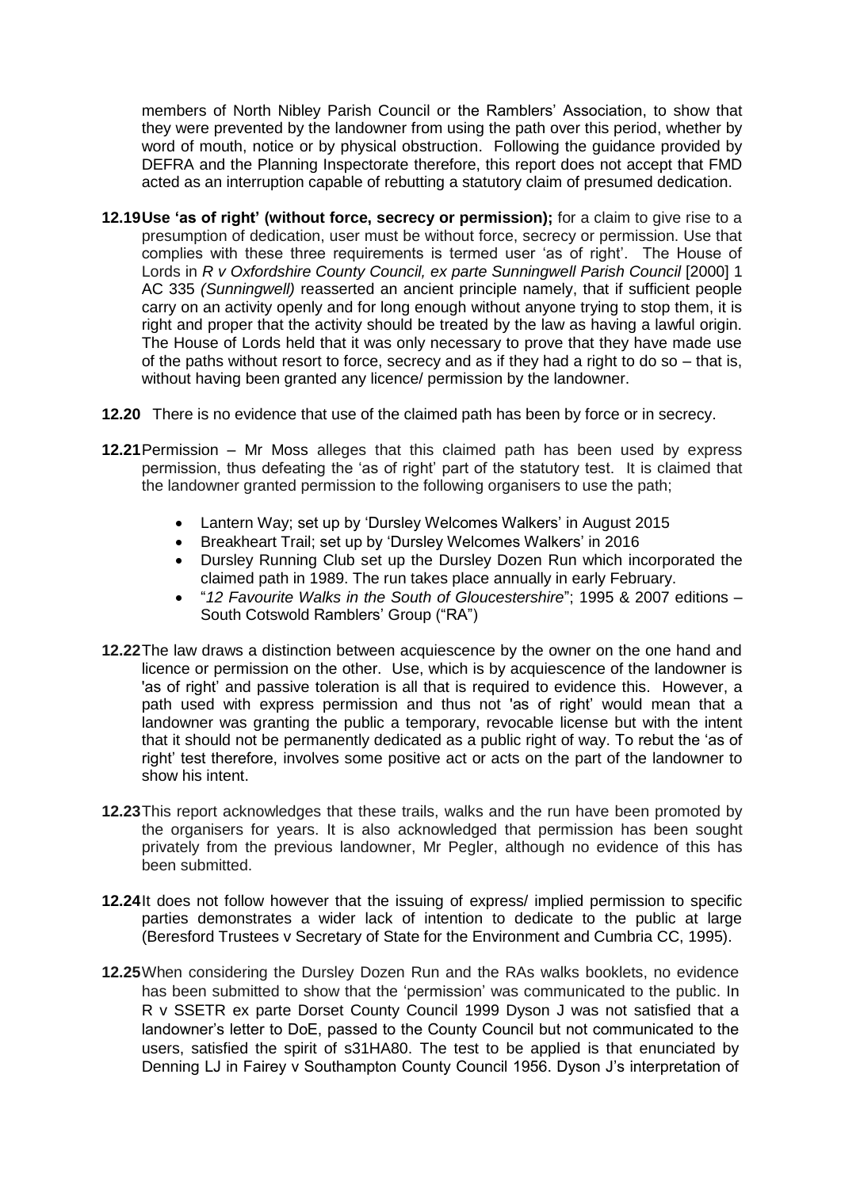members of North Nibley Parish Council or the Ramblers' Association, to show that they were prevented by the landowner from using the path over this period, whether by word of mouth, notice or by physical obstruction. Following the guidance provided by DEFRA and the Planning Inspectorate therefore, this report does not accept that FMD acted as an interruption capable of rebutting a statutory claim of presumed dedication.

**12.19** **Use 'as of right' (without force, secrecy or permission);** for a claim to give rise to a presumption of dedication, user must be without force, secrecy or permission. Use that complies with these three requirements is termed user 'as of right'. The House of Lords in *R v Oxfordshire County Council, ex parte Sunningwell Parish Council* [2000] 1 AC 335 *(Sunningwell)* reasserted an ancient principle namely, that if sufficient people carry on an activity openly and for long enough without anyone trying to stop them, it is right and proper that the activity should be treated by the law as having a lawful origin. The House of Lords held that it was only necessary to prove that they have made use of the paths without resort to force, secrecy and as if they had a right to do so – that is, without having been granted any licence/ permission by the landowner.

**12.20** There is no evidence that use of the claimed path has been by force or in secrecy.

**12.21** Permission – Mr Moss alleges that this claimed path has been used by express permission, thus defeating the 'as of right' part of the statutory test. It is claimed that the landowner granted permission to the following organisers to use the path;

- Lantern Way; set up by 'Dursley Welcomes Walkers' in August 2015
- Breakheart Trail; set up by 'Dursley Welcomes Walkers' in 2016
- Dursley Running Club set up the Dursley Dozen Run which incorporated the claimed path in 1989. The run takes place annually in early February.
- "*12 Favourite Walks in the South of Gloucestershire*"; 1995 & 2007 editions – South Cotswold Ramblers' Group ("RA")

**12.22** The law draws a distinction between acquiescence by the owner on the one hand and licence or permission on the other. Use, which is by acquiescence of the landowner is 'as of right' and passive toleration is all that is required to evidence this. However, a path used with express permission and thus not 'as of right' would mean that a landowner was granting the public a temporary, revocable license but with the intent that it should not be permanently dedicated as a public right of way. To rebut the 'as of right' test therefore, involves some positive act or acts on the part of the landowner to show his intent.

**12.23** This report acknowledges that these trails, walks and the run have been promoted by the organisers for years. It is also acknowledged that permission has been sought privately from the previous landowner, Mr Pegler, although no evidence of this has been submitted.

**12.24** It does not follow however that the issuing of express/ implied permission to specific parties demonstrates a wider lack of intention to dedicate to the public at large (Beresford Trustees v Secretary of State for the Environment and Cumbria CC, 1995).

**12.25** When considering the Dursley Dozen Run and the RAs walks booklets, no evidence has been submitted to show that the 'permission' was communicated to the public. In R v SSETR ex parte Dorset County Council 1999 Dyson J was not satisfied that a landowner's letter to DoE, passed to the County Council but not communicated to the users, satisfied the spirit of s31HA80. The test to be applied is that enunciated by Denning LJ in Fairey v Southampton County Council 1956. Dyson J's interpretation of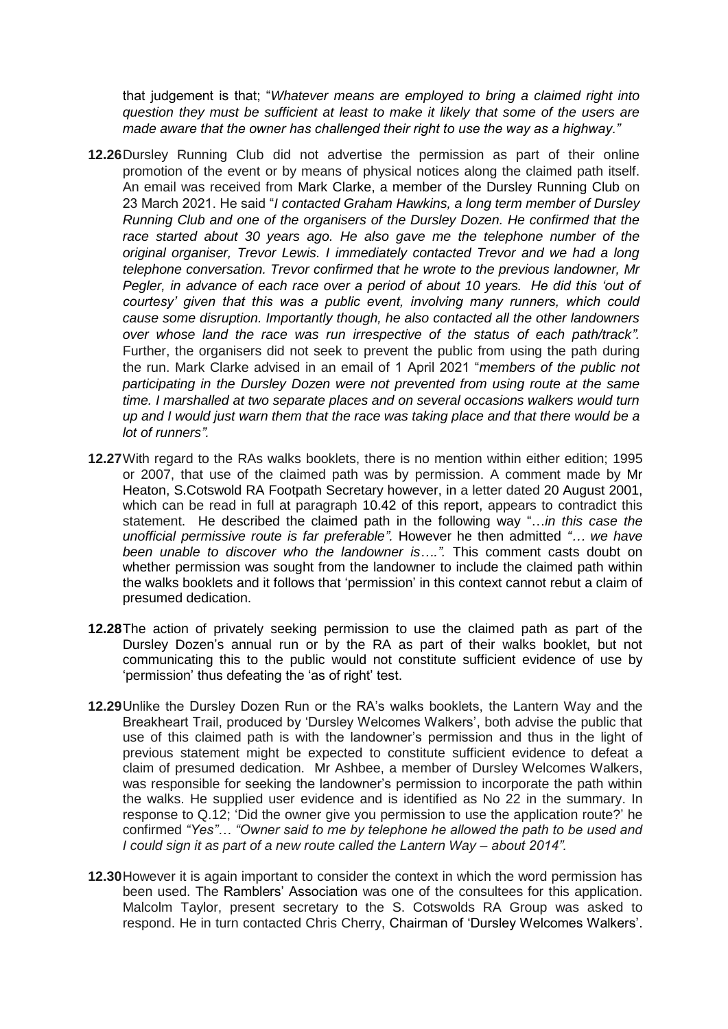that judgement is that; "*Whatever means are employed to bring a claimed right into question they must be sufficient at least to make it likely that some of the users are made aware that the owner has challenged their right to use the way as a highway.*"

**12.26** Dursley Running Club did not advertise the permission as part of their online promotion of the event or by means of physical notices along the claimed path itself. An email was received from Mark Clarke, a member of the Dursley Running Club on 23 March 2021. He said "*I contacted Graham Hawkins, a long term member of Dursley Running Club and one of the organisers of the Dursley Dozen. He confirmed that the race started about 30 years ago. He also gave me the telephone number of the original organiser, Trevor Lewis. I immediately contacted Trevor and we had a long telephone conversation. Trevor confirmed that he wrote to the previous landowner, Mr Pegler, in advance of each race over a period of about 10 years. He did this 'out of courtesy' given that this was a public event, involving many runners, which could cause some disruption. Importantly though, he also contacted all the other landowners over whose land the race was run irrespective of the status of each path/track".* Further, the organisers did not seek to prevent the public from using the path during the run. Mark Clarke advised in an email of 1 April 2021 "*members of the public not participating in the Dursley Dozen were not prevented from using route at the same time. I marshalled at two separate places and on several occasions walkers would turn up and I would just warn them that the race was taking place and that there would be a lot of runners".*

**12.27** With regard to the RAs walks booklets, there is no mention within either edition; 1995 or 2007, that use of the claimed path was by permission. A comment made by Mr Heaton, S.Cotswold RA Footpath Secretary however, in a letter dated 20 August 2001, which can be read in full at paragraph 10.42 of this report, appears to contradict this statement. He described the claimed path in the following way "…*in this case the unofficial permissive route is far preferable".* However he then admitted *"… we have been unable to discover who the landowner is….".* This comment casts doubt on whether permission was sought from the landowner to include the claimed path within the walks booklets and it follows that 'permission' in this context cannot rebut a claim of presumed dedication.

**12.28** The action of privately seeking permission to use the claimed path as part of the Dursley Dozen's annual run or by the RA as part of their walks booklet, but not communicating this to the public would not constitute sufficient evidence of use by 'permission' thus defeating the 'as of right' test.

**12.29** Unlike the Dursley Dozen Run or the RA's walks booklets, the Lantern Way and the Breakheart Trail, produced by 'Dursley Welcomes Walkers', both advise the public that use of this claimed path is with the landowner's permission and thus in the light of previous statement might be expected to constitute sufficient evidence to defeat a claim of presumed dedication. Mr Ashbee, a member of Dursley Welcomes Walkers, was responsible for seeking the landowner's permission to incorporate the path within the walks. He supplied user evidence and is identified as No 22 in the summary. In response to Q.12; 'Did the owner give you permission to use the application route?' he confirmed *"Yes"… "Owner said to me by telephone he allowed the path to be used and I could sign it as part of a new route called the Lantern Way – about 2014".*

**12.30** However it is again important to consider the context in which the word permission has been used. The Ramblers' Association was one of the consultees for this application. Malcolm Taylor, present secretary to the S. Cotswolds RA Group was asked to respond. He in turn contacted Chris Cherry, Chairman of 'Dursley Welcomes Walkers'.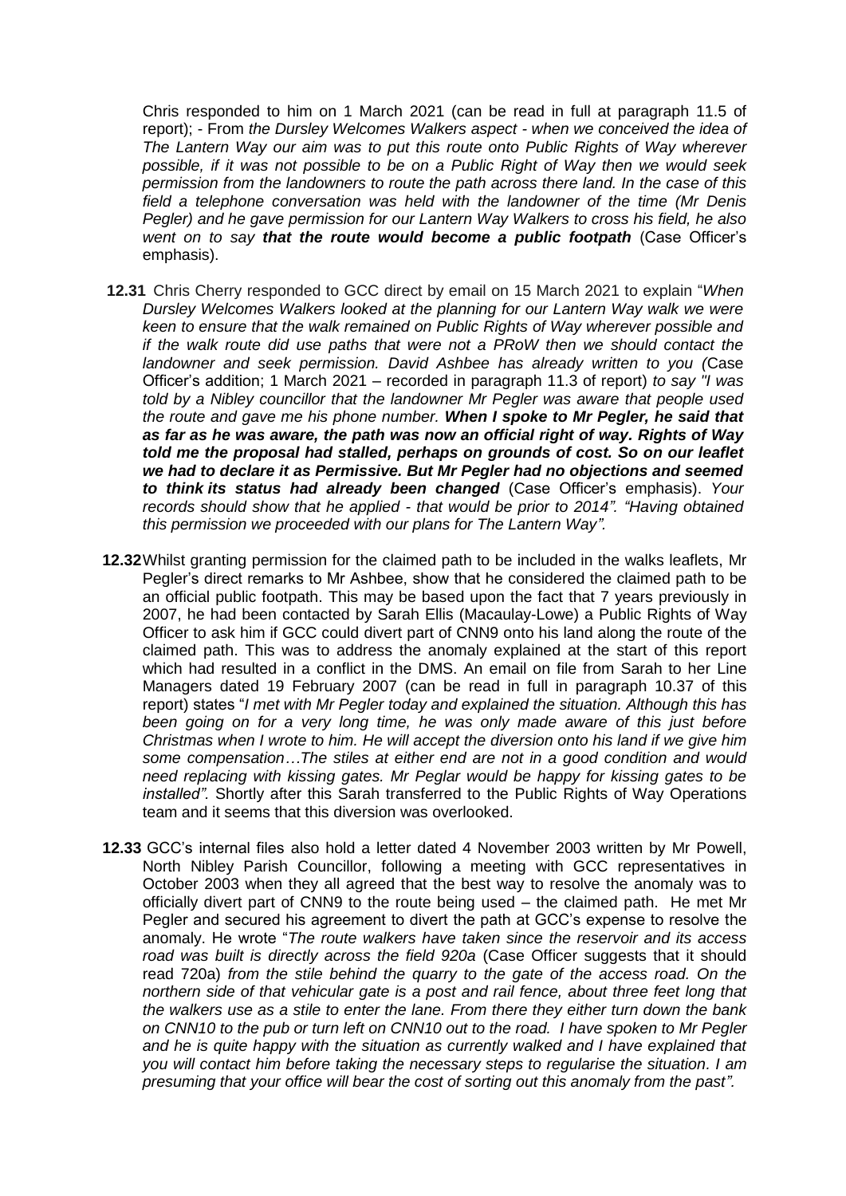Chris responded to him on 1 March 2021 (can be read in full at paragraph 11.5 of report); - From *the Dursley Welcomes Walkers aspect - when we conceived the idea of The Lantern Way our aim was to put this route onto Public Rights of Way wherever possible, if it was not possible to be on a Public Right of Way then we would seek permission from the landowners to route the path across there land. In the case of this field a telephone conversation was held with the landowner of the time (Mr Denis Pegler) and he gave permission for our Lantern Way Walkers to cross his field, he also went on to say* ***that the route would become a public footpath*** (Case Officer's emphasis).

**12.31** Chris Cherry responded to GCC direct by email on 15 March 2021 to explain "*When Dursley Welcomes Walkers looked at the planning for our Lantern Way walk we were keen to ensure that the walk remained on Public Rights of Way wherever possible and if the walk route did use paths that were not a PRoW then we should contact the landowner and seek permission. David Ashbee has already written to you (*Case Officer's addition; 1 March 2021 – recorded in paragraph 11.3 of report) *to say "I was told by a Nibley councillor that the landowner Mr Pegler was aware that people used the route and gave me his phone number.* ***When I spoke to Mr Pegler, he said that as far as he was aware, the path was now an official right of way. Rights of Way told me the proposal had stalled, perhaps on grounds of cost. So on our leaflet we had to declare it as Permissive. But Mr Pegler had no objections and seemed to think its status had already been changed*** (Case Officer's emphasis). *Your records should show that he applied - that would be prior to 2014". "Having obtained this permission we proceeded with our plans for The Lantern Way".*

**12.32** Whilst granting permission for the claimed path to be included in the walks leaflets, Mr Pegler's direct remarks to Mr Ashbee, show that he considered the claimed path to be an official public footpath. This may be based upon the fact that 7 years previously in 2007, he had been contacted by Sarah Ellis (Macaulay-Lowe) a Public Rights of Way Officer to ask him if GCC could divert part of CNN9 onto his land along the route of the claimed path. This was to address the anomaly explained at the start of this report which had resulted in a conflict in the DMS. An email on file from Sarah to her Line Managers dated 19 February 2007 (can be read in full in paragraph 10.37 of this report) states "*I met with Mr Pegler today and explained the situation. Although this has been going on for a very long time, he was only made aware of this just before Christmas when I wrote to him. He will accept the diversion onto his land if we give him some compensation…The stiles at either end are not in a good condition and would need replacing with kissing gates. Mr Peglar would be happy for kissing gates to be installed"*. Shortly after this Sarah transferred to the Public Rights of Way Operations team and it seems that this diversion was overlooked.

**12.33** GCC's internal files also hold a letter dated 4 November 2003 written by Mr Powell, North Nibley Parish Councillor, following a meeting with GCC representatives in October 2003 when they all agreed that the best way to resolve the anomaly was to officially divert part of CNN9 to the route being used – the claimed path. He met Mr Pegler and secured his agreement to divert the path at GCC's expense to resolve the anomaly. He wrote "*The route walkers have taken since the reservoir and its access road was built is directly across the field 920a* (Case Officer suggests that it should read 720a) *from the stile behind the quarry to the gate of the access road. On the northern side of that vehicular gate is a post and rail fence, about three feet long that the walkers use as a stile to enter the lane. From there they either turn down the bank on CNN10 to the pub or turn left on CNN10 out to the road. I have spoken to Mr Pegler and he is quite happy with the situation as currently walked and I have explained that you will contact him before taking the necessary steps to regularise the situation. I am presuming that your office will bear the cost of sorting out this anomaly from the past".*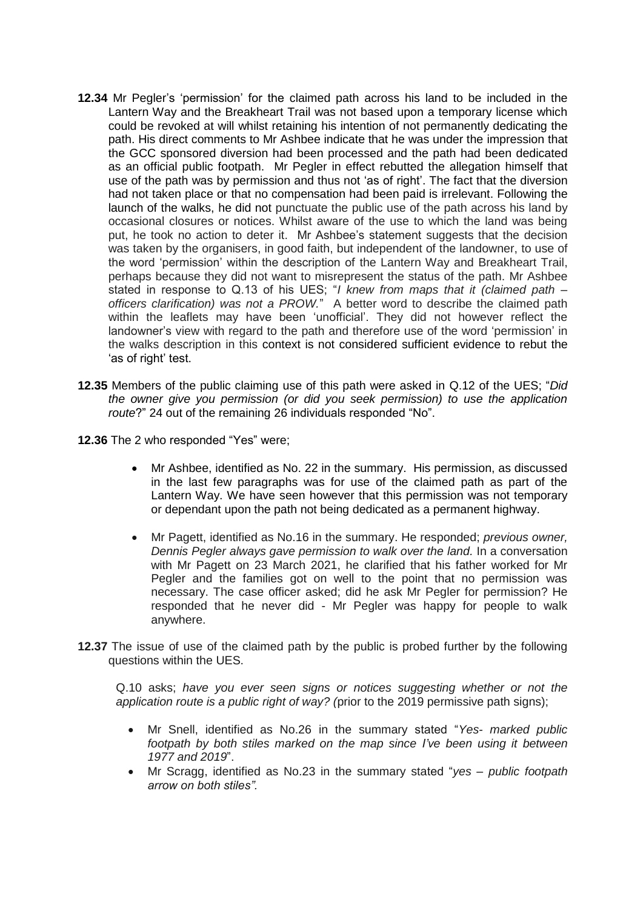**12.34** Mr Pegler's 'permission' for the claimed path across his land to be included in the Lantern Way and the Breakheart Trail was not based upon a temporary license which could be revoked at will whilst retaining his intention of not permanently dedicating the path. His direct comments to Mr Ashbee indicate that he was under the impression that the GCC sponsored diversion had been processed and the path had been dedicated as an official public footpath. Mr Pegler in effect rebutted the allegation himself that use of the path was by permission and thus not 'as of right'. The fact that the diversion had not taken place or that no compensation had been paid is irrelevant. Following the launch of the walks, he did not punctuate the public use of the path across his land by occasional closures or notices. Whilst aware of the use to which the land was being put, he took no action to deter it. Mr Ashbee's statement suggests that the decision was taken by the organisers, in good faith, but independent of the landowner, to use of the word 'permission' within the description of the Lantern Way and Breakheart Trail, perhaps because they did not want to misrepresent the status of the path. Mr Ashbee stated in response to Q.13 of his UES; "*I knew from maps that it (claimed path – officers clarification) was not a PROW.*" A better word to describe the claimed path within the leaflets may have been 'unofficial'. They did not however reflect the landowner's view with regard to the path and therefore use of the word 'permission' in the walks description in this context is not considered sufficient evidence to rebut the 'as of right' test.

**12.35** Members of the public claiming use of this path were asked in Q.12 of the UES; "*Did the owner give you permission (or did you seek permission) to use the application route*?" 24 out of the remaining 26 individuals responded "No".

**12.36** The 2 who responded "Yes" were;

- Mr Ashbee, identified as No. 22 in the summary. His permission, as discussed in the last few paragraphs was for use of the claimed path as part of the Lantern Way. We have seen however that this permission was not temporary or dependant upon the path not being dedicated as a permanent highway.
- Mr Pagett, identified as No.16 in the summary. He responded; *previous owner, Dennis Pegler always gave permission to walk over the land.* In a conversation with Mr Pagett on 23 March 2021, he clarified that his father worked for Mr Pegler and the families got on well to the point that no permission was necessary. The case officer asked; did he ask Mr Pegler for permission? He responded that he never did - Mr Pegler was happy for people to walk anywhere.

**12.37** The issue of use of the claimed path by the public is probed further by the following questions within the UES.

Q.10 asks; *have you ever seen signs or notices suggesting whether or not the application route is a public right of way? (*prior to the 2019 permissive path signs);

- Mr Snell, identified as No.26 in the summary stated "*Yes- marked public footpath by both stiles marked on the map since I've been using it between 1977 and 2019*".
- Mr Scragg, identified as No.23 in the summary stated "*yes – public footpath arrow on both stiles".*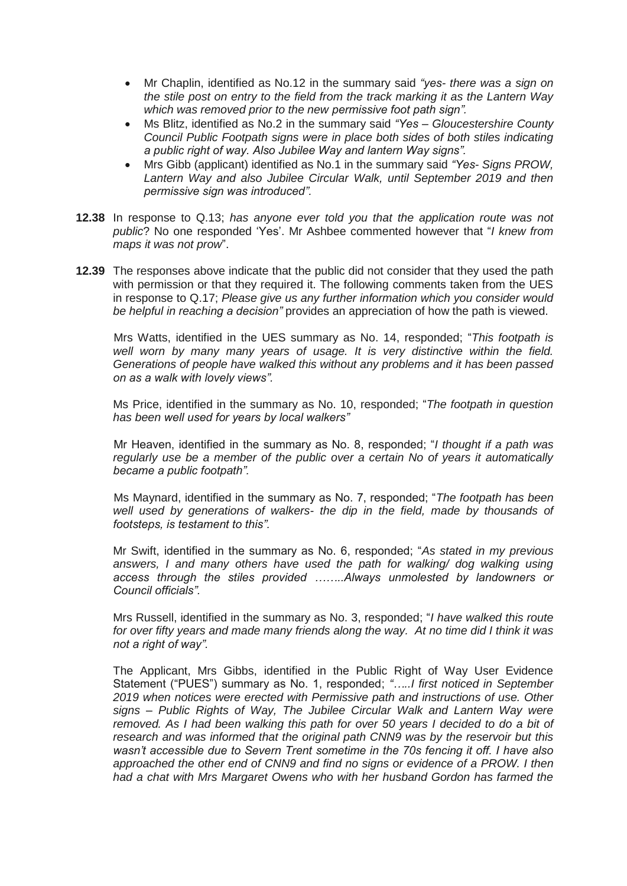- Mr Chaplin, identified as No.12 in the summary said *"yes- there was a sign on the stile post on entry to the field from the track marking it as the Lantern Way which was removed prior to the new permissive foot path sign".*
- Ms Blitz, identified as No.2 in the summary said *"Yes – Gloucestershire County Council Public Footpath signs were in place both sides of both stiles indicating a public right of way. Also Jubilee Way and lantern Way signs".*
- Mrs Gibb (applicant) identified as No.1 in the summary said *"Yes- Signs PROW, Lantern Way and also Jubilee Circular Walk, until September 2019 and then permissive sign was introduced".*

**12.38** In response to Q.13; *has anyone ever told you that the application route was not public*? No one responded 'Yes'. Mr Ashbee commented however that "*I knew from maps it was not prow*".

**12.39** The responses above indicate that the public did not consider that they used the path with permission or that they required it. The following comments taken from the UES in response to Q.17; *Please give us any further information which you consider would be helpful in reaching a decision"* provides an appreciation of how the path is viewed.

Mrs Watts, identified in the UES summary as No. 14, responded; "*This footpath is well worn by many many years of usage. It is very distinctive within the field. Generations of people have walked this without any problems and it has been passed on as a walk with lovely views".*

Ms Price, identified in the summary as No. 10, responded; "*The footpath in question has been well used for years by local walkers"*

Mr Heaven, identified in the summary as No. 8, responded; "*I thought if a path was regularly use be a member of the public over a certain No of years it automatically became a public footpath".*

Ms Maynard, identified in the summary as No. 7, responded; "*The footpath has been well used by generations of walkers- the dip in the field, made by thousands of footsteps, is testament to this".*

Mr Swift, identified in the summary as No. 6, responded; "*As stated in my previous answers, I and many others have used the path for walking/ dog walking using access through the stiles provided ……..Always unmolested by landowners or Council officials".*

Mrs Russell, identified in the summary as No. 3, responded; "*I have walked this route for over fifty years and made many friends along the way. At no time did I think it was not a right of way".*

The Applicant, Mrs Gibbs, identified in the Public Right of Way User Evidence Statement ("PUES") summary as No. 1, responded; *"…..I first noticed in September 2019 when notices were erected with Permissive path and instructions of use. Other signs – Public Rights of Way, The Jubilee Circular Walk and Lantern Way were removed. As I had been walking this path for over 50 years I decided to do a bit of research and was informed that the original path CNN9 was by the reservoir but this wasn't accessible due to Severn Trent sometime in the 70s fencing it off. I have also approached the other end of CNN9 and find no signs or evidence of a PROW. I then had a chat with Mrs Margaret Owens who with her husband Gordon has farmed the*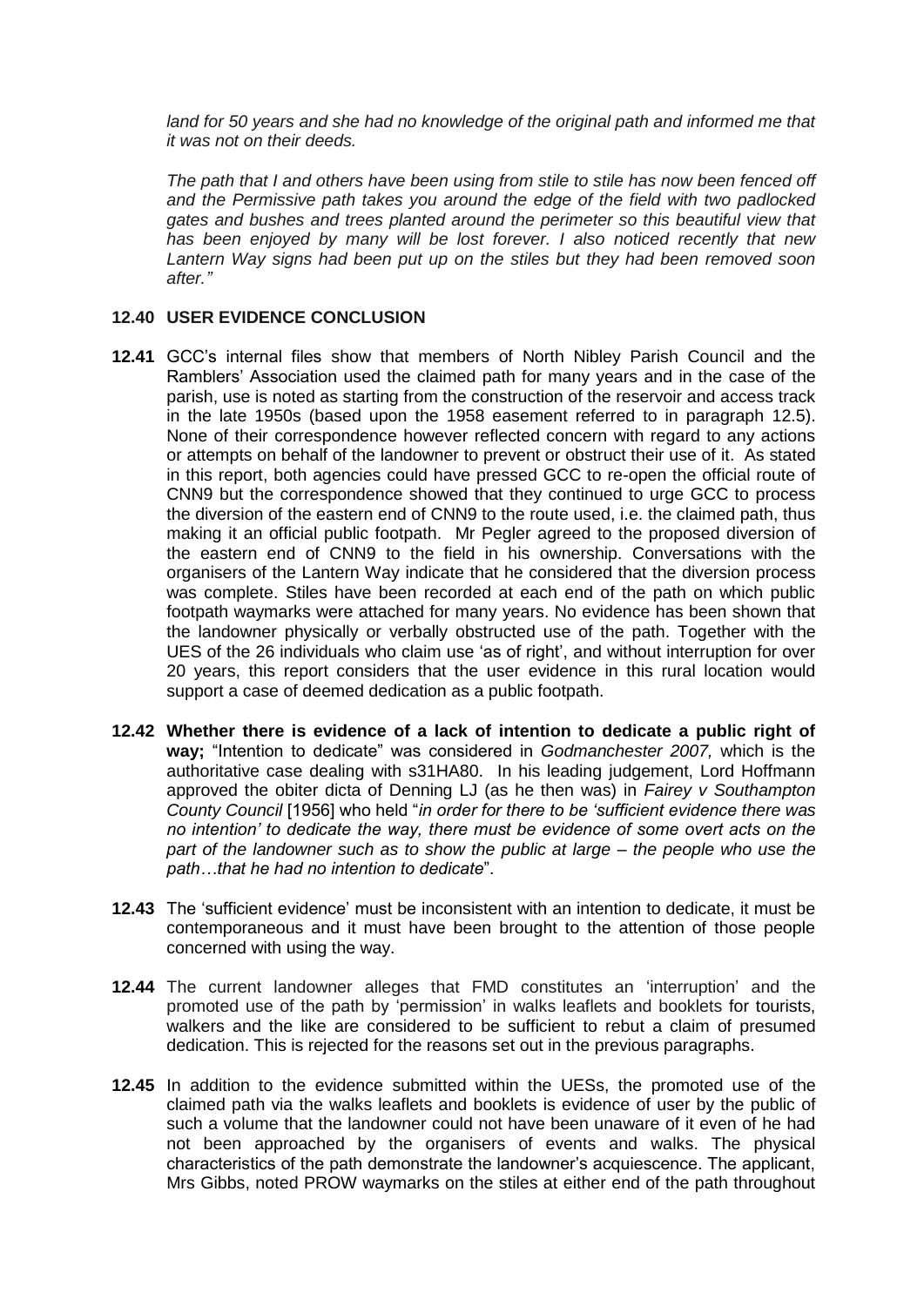*land for 50 years and she had no knowledge of the original path and informed me that it was not on their deeds.*

*The path that I and others have been using from stile to stile has now been fenced off and the Permissive path takes you around the edge of the field with two padlocked gates and bushes and trees planted around the perimeter so this beautiful view that has been enjoyed by many will be lost forever. I also noticed recently that new Lantern Way signs had been put up on the stiles but they had been removed soon after."*

**12.40 USER EVIDENCE CONCLUSION**

**12.41** GCC's internal files show that members of North Nibley Parish Council and the Ramblers' Association used the claimed path for many years and in the case of the parish, use is noted as starting from the construction of the reservoir and access track in the late 1950s (based upon the 1958 easement referred to in paragraph 12.5). None of their correspondence however reflected concern with regard to any actions or attempts on behalf of the landowner to prevent or obstruct their use of it. As stated in this report, both agencies could have pressed GCC to re-open the official route of CNN9 but the correspondence showed that they continued to urge GCC to process the diversion of the eastern end of CNN9 to the route used, i.e. the claimed path, thus making it an official public footpath. Mr Pegler agreed to the proposed diversion of the eastern end of CNN9 to the field in his ownership. Conversations with the organisers of the Lantern Way indicate that he considered that the diversion process was complete. Stiles have been recorded at each end of the path on which public footpath waymarks were attached for many years. No evidence has been shown that the landowner physically or verbally obstructed use of the path. Together with the UES of the 26 individuals who claim use 'as of right', and without interruption for over 20 years, this report considers that the user evidence in this rural location would support a case of deemed dedication as a public footpath.

**12.42** **Whether there is evidence of a lack of intention to dedicate a public right of way;** "Intention to dedicate" was considered in *Godmanchester 2007,* which is the authoritative case dealing with s31HA80. In his leading judgement, Lord Hoffmann approved the obiter dicta of Denning LJ (as he then was) in *Fairey v Southampton County Council* [1956] who held "*in order for there to be 'sufficient evidence there was no intention' to dedicate the way, there must be evidence of some overt acts on the part of the landowner such as to show the public at large – the people who use the path…that he had no intention to dedicate*".

**12.43** The 'sufficient evidence' must be inconsistent with an intention to dedicate, it must be contemporaneous and it must have been brought to the attention of those people concerned with using the way.

**12.44** The current landowner alleges that FMD constitutes an 'interruption' and the promoted use of the path by 'permission' in walks leaflets and booklets for tourists, walkers and the like are considered to be sufficient to rebut a claim of presumed dedication. This is rejected for the reasons set out in the previous paragraphs.

**12.45** In addition to the evidence submitted within the UESs, the promoted use of the claimed path via the walks leaflets and booklets is evidence of user by the public of such a volume that the landowner could not have been unaware of it even of he had not been approached by the organisers of events and walks. The physical characteristics of the path demonstrate the landowner's acquiescence. The applicant, Mrs Gibbs, noted PROW waymarks on the stiles at either end of the path throughout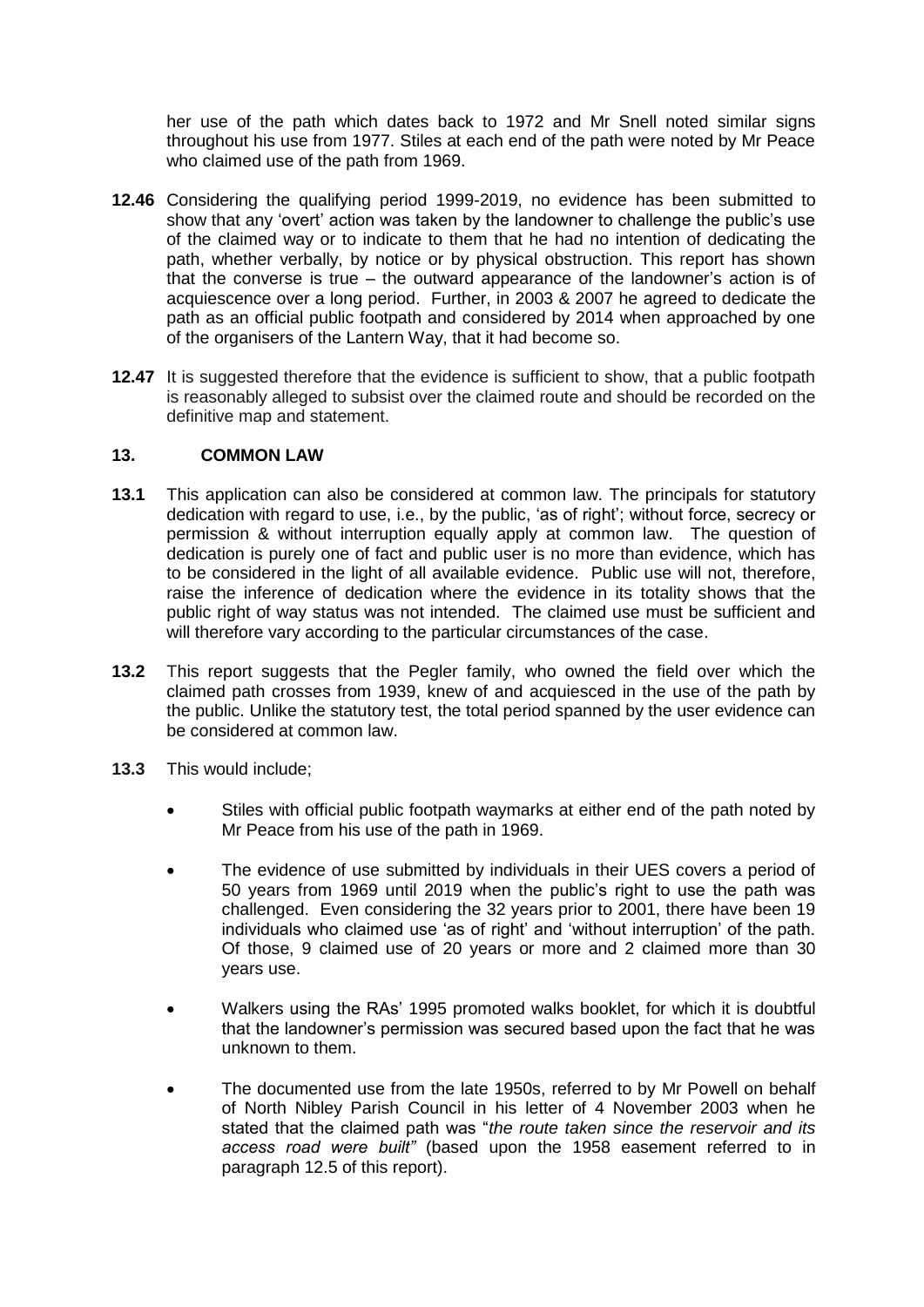her use of the path which dates back to 1972 and Mr Snell noted similar signs throughout his use from 1977. Stiles at each end of the path were noted by Mr Peace who claimed use of the path from 1969.

**12.46** Considering the qualifying period 1999-2019, no evidence has been submitted to show that any 'overt' action was taken by the landowner to challenge the public's use of the claimed way or to indicate to them that he had no intention of dedicating the path, whether verbally, by notice or by physical obstruction. This report has shown that the converse is true – the outward appearance of the landowner's action is of acquiescence over a long period. Further, in 2003 & 2007 he agreed to dedicate the path as an official public footpath and considered by 2014 when approached by one of the organisers of the Lantern Way, that it had become so.

**12.47** It is suggested therefore that the evidence is sufficient to show, that a public footpath is reasonably alleged to subsist over the claimed route and should be recorded on the definitive map and statement.

## 13. COMMON LAW

**13.1** This application can also be considered at common law. The principals for statutory dedication with regard to use, i.e., by the public, 'as of right'; without force, secrecy or permission & without interruption equally apply at common law. The question of dedication is purely one of fact and public user is no more than evidence, which has to be considered in the light of all available evidence. Public use will not, therefore, raise the inference of dedication where the evidence in its totality shows that the public right of way status was not intended. The claimed use must be sufficient and will therefore vary according to the particular circumstances of the case.

**13.2** This report suggests that the Pegler family, who owned the field over which the claimed path crosses from 1939, knew of and acquiesced in the use of the path by the public. Unlike the statutory test, the total period spanned by the user evidence can be considered at common law.

**13.3** This would include;

- Stiles with official public footpath waymarks at either end of the path noted by Mr Peace from his use of the path in 1969.
- The evidence of use submitted by individuals in their UES covers a period of 50 years from 1969 until 2019 when the public's right to use the path was challenged. Even considering the 32 years prior to 2001, there have been 19 individuals who claimed use 'as of right' and 'without interruption' of the path. Of those, 9 claimed use of 20 years or more and 2 claimed more than 30 years use.
- Walkers using the RAs' 1995 promoted walks booklet, for which it is doubtful that the landowner's permission was secured based upon the fact that he was unknown to them.
- The documented use from the late 1950s, referred to by Mr Powell on behalf of North Nibley Parish Council in his letter of 4 November 2003 when he stated that the claimed path was "*the route taken since the reservoir and its access road were built"* (based upon the 1958 easement referred to in paragraph 12.5 of this report).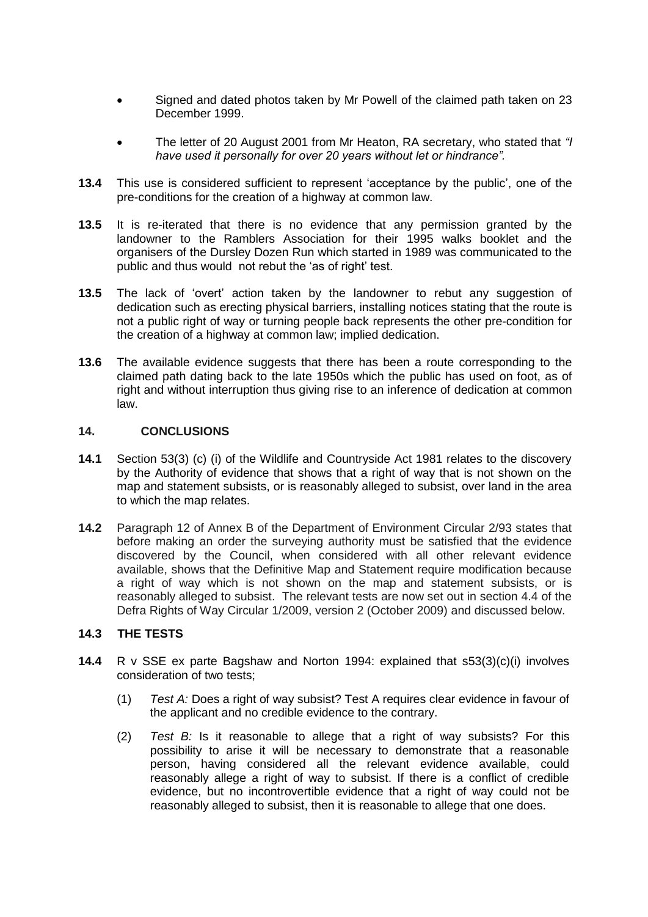- Signed and dated photos taken by Mr Powell of the claimed path taken on 23 December 1999.

- The letter of 20 August 2001 from Mr Heaton, RA secretary, who stated that *"I have used it personally for over 20 years without let or hindrance".*

**13.4** This use is considered sufficient to represent 'acceptance by the public', one of the pre-conditions for the creation of a highway at common law.

**13.5** It is re-iterated that there is no evidence that any permission granted by the landowner to the Ramblers Association for their 1995 walks booklet and the organisers of the Dursley Dozen Run which started in 1989 was communicated to the public and thus would not rebut the 'as of right' test.

**13.5** The lack of 'overt' action taken by the landowner to rebut any suggestion of dedication such as erecting physical barriers, installing notices stating that the route is not a public right of way or turning people back represents the other pre-condition for the creation of a highway at common law; implied dedication.

**13.6** The available evidence suggests that there has been a route corresponding to the claimed path dating back to the late 1950s which the public has used on foot, as of right and without interruption thus giving rise to an inference of dedication at common law.

## 14. CONCLUSIONS

**14.1** Section 53(3) (c) (i) of the Wildlife and Countryside Act 1981 relates to the discovery by the Authority of evidence that shows that a right of way that is not shown on the map and statement subsists, or is reasonably alleged to subsist, over land in the area to which the map relates.

**14.2** Paragraph 12 of Annex B of the Department of Environment Circular 2/93 states that before making an order the surveying authority must be satisfied that the evidence discovered by the Council, when considered with all other relevant evidence available, shows that the Definitive Map and Statement require modification because a right of way which is not shown on the map and statement subsists, or is reasonably alleged to subsist. The relevant tests are now set out in section 4.4 of the Defra Rights of Way Circular 1/2009, version 2 (October 2009) and discussed below.

### 14.3 THE TESTS

**14.4** R v SSE ex parte Bagshaw and Norton 1994: explained that s53(3)(c)(i) involves consideration of two tests;

(1) *Test A:* Does a right of way subsist? Test A requires clear evidence in favour of the applicant and no credible evidence to the contrary.

(2) *Test B:* Is it reasonable to allege that a right of way subsists? For this possibility to arise it will be necessary to demonstrate that a reasonable person, having considered all the relevant evidence available, could reasonably allege a right of way to subsist. If there is a conflict of credible evidence, but no incontrovertible evidence that a right of way could not be reasonably alleged to subsist, then it is reasonable to allege that one does.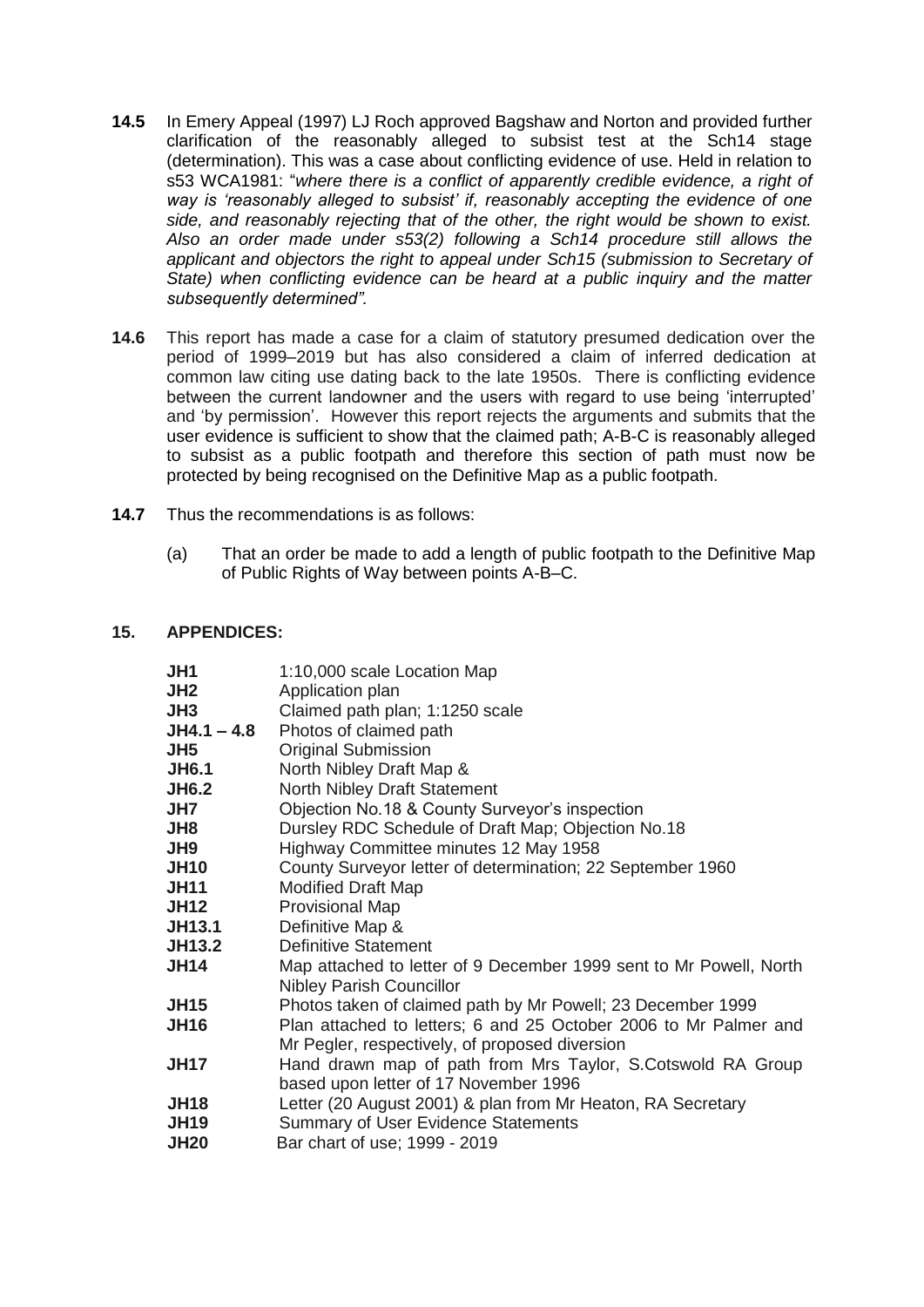**14.5** In Emery Appeal (1997) LJ Roch approved Bagshaw and Norton and provided further clarification of the reasonably alleged to subsist test at the Sch14 stage (determination). This was a case about conflicting evidence of use. Held in relation to s53 WCA1981: "*where there is a conflict of apparently credible evidence, a right of way is 'reasonably alleged to subsist' if, reasonably accepting the evidence of one side, and reasonably rejecting that of the other, the right would be shown to exist. Also an order made under s53(2) following a Sch14 procedure still allows the applicant and objectors the right to appeal under Sch15 (submission to Secretary of State) when conflicting evidence can be heard at a public inquiry and the matter subsequently determined".*

**14.6** This report has made a case for a claim of statutory presumed dedication over the period of 1999–2019 but has also considered a claim of inferred dedication at common law citing use dating back to the late 1950s. There is conflicting evidence between the current landowner and the users with regard to use being 'interrupted' and 'by permission'. However this report rejects the arguments and submits that the user evidence is sufficient to show that the claimed path; A-B-C is reasonably alleged to subsist as a public footpath and therefore this section of path must now be protected by being recognised on the Definitive Map as a public footpath.

**14.7** Thus the recommendations is as follows:

(a) That an order be made to add a length of public footpath to the Definitive Map of Public Rights of Way between points A-B–C.

## 15. APPENDICES:

| | |
|---|---|
| **JH1** | 1:10,000 scale Location Map |
| **JH2** | Application plan |
| **JH3** | Claimed path plan; 1:1250 scale |
| **JH4.1 – 4.8** | Photos of claimed path |
| **JH5** | Original Submission |
| **JH6.1** | North Nibley Draft Map & |
| **JH6.2** | North Nibley Draft Statement |
| **JH7** | Objection No.18 & County Surveyor's inspection |
| **JH8** | Dursley RDC Schedule of Draft Map; Objection No.18 |
| **JH9** | Highway Committee minutes 12 May 1958 |
| **JH10** | County Surveyor letter of determination; 22 September 1960 |
| **JH11** | Modified Draft Map |
| **JH12** | Provisional Map |
| **JH13.1** | Definitive Map & |
| **JH13.2** | Definitive Statement |
| **JH14** | Map attached to letter of 9 December 1999 sent to Mr Powell, North Nibley Parish Councillor |
| **JH15** | Photos taken of claimed path by Mr Powell; 23 December 1999 |
| **JH16** | Plan attached to letters; 6 and 25 October 2006 to Mr Palmer and Mr Pegler, respectively, of proposed diversion |
| **JH17** | Hand drawn map of path from Mrs Taylor, S.Cotswold RA Group based upon letter of 17 November 1996 |
| **JH18** | Letter (20 August 2001) & plan from Mr Heaton, RA Secretary |
| **JH19** | Summary of User Evidence Statements |
| **JH20** | Bar chart of use; 1999 - 2019 |